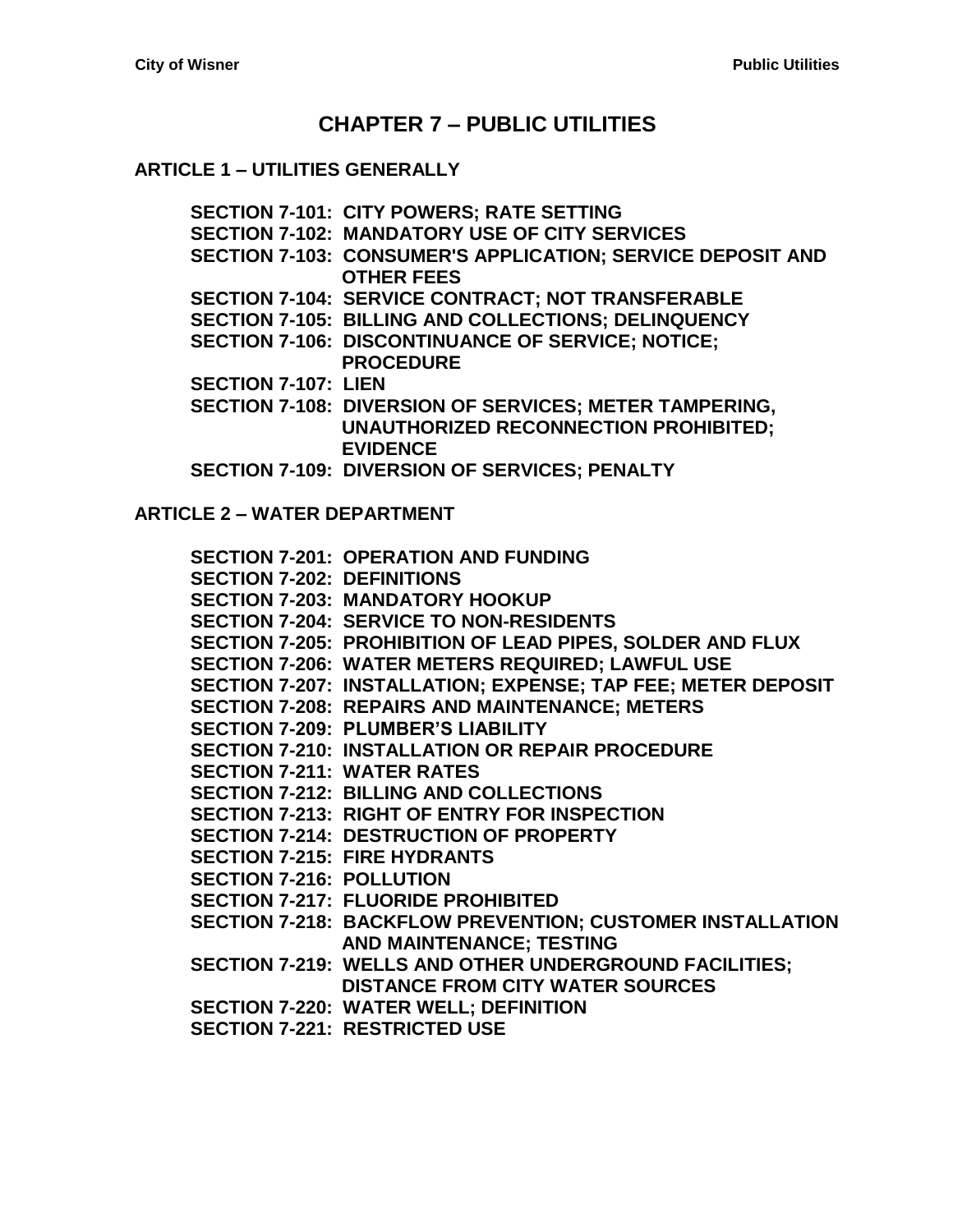# CHAPTER 7 – PUBLIC UTILITIES

## ARTICLE 1 – UTILITIES GENERALLY

**SECTION 7-101: CITY POWERS; RATE SETTING**
**SECTION 7-102: MANDATORY USE OF CITY SERVICES**
**SECTION 7-103: CONSUMER'S APPLICATION; SERVICE DEPOSIT AND OTHER FEES**
**SECTION 7-104: SERVICE CONTRACT; NOT TRANSFERABLE**
**SECTION 7-105: BILLING AND COLLECTIONS; DELINQUENCY**
**SECTION 7-106: DISCONTINUANCE OF SERVICE; NOTICE; PROCEDURE**
**SECTION 7-107: LIEN**
**SECTION 7-108: DIVERSION OF SERVICES; METER TAMPERING, UNAUTHORIZED RECONNECTION PROHIBITED; EVIDENCE**
**SECTION 7-109: DIVERSION OF SERVICES; PENALTY**

## ARTICLE 2 – WATER DEPARTMENT

**SECTION 7-201: OPERATION AND FUNDING**
**SECTION 7-202: DEFINITIONS**
**SECTION 7-203: MANDATORY HOOKUP**
**SECTION 7-204: SERVICE TO NON-RESIDENTS**
**SECTION 7-205: PROHIBITION OF LEAD PIPES, SOLDER AND FLUX**
**SECTION 7-206: WATER METERS REQUIRED; LAWFUL USE**
**SECTION 7-207: INSTALLATION; EXPENSE; TAP FEE; METER DEPOSIT**
**SECTION 7-208: REPAIRS AND MAINTENANCE; METERS**
**SECTION 7-209: PLUMBER'S LIABILITY**
**SECTION 7-210: INSTALLATION OR REPAIR PROCEDURE**
**SECTION 7-211: WATER RATES**
**SECTION 7-212: BILLING AND COLLECTIONS**
**SECTION 7-213: RIGHT OF ENTRY FOR INSPECTION**
**SECTION 7-214: DESTRUCTION OF PROPERTY**
**SECTION 7-215: FIRE HYDRANTS**
**SECTION 7-216: POLLUTION**
**SECTION 7-217: FLUORIDE PROHIBITED**
**SECTION 7-218: BACKFLOW PREVENTION; CUSTOMER INSTALLATION AND MAINTENANCE; TESTING**
**SECTION 7-219: WELLS AND OTHER UNDERGROUND FACILITIES; DISTANCE FROM CITY WATER SOURCES**
**SECTION 7-220: WATER WELL; DEFINITION**
**SECTION 7-221: RESTRICTED USE**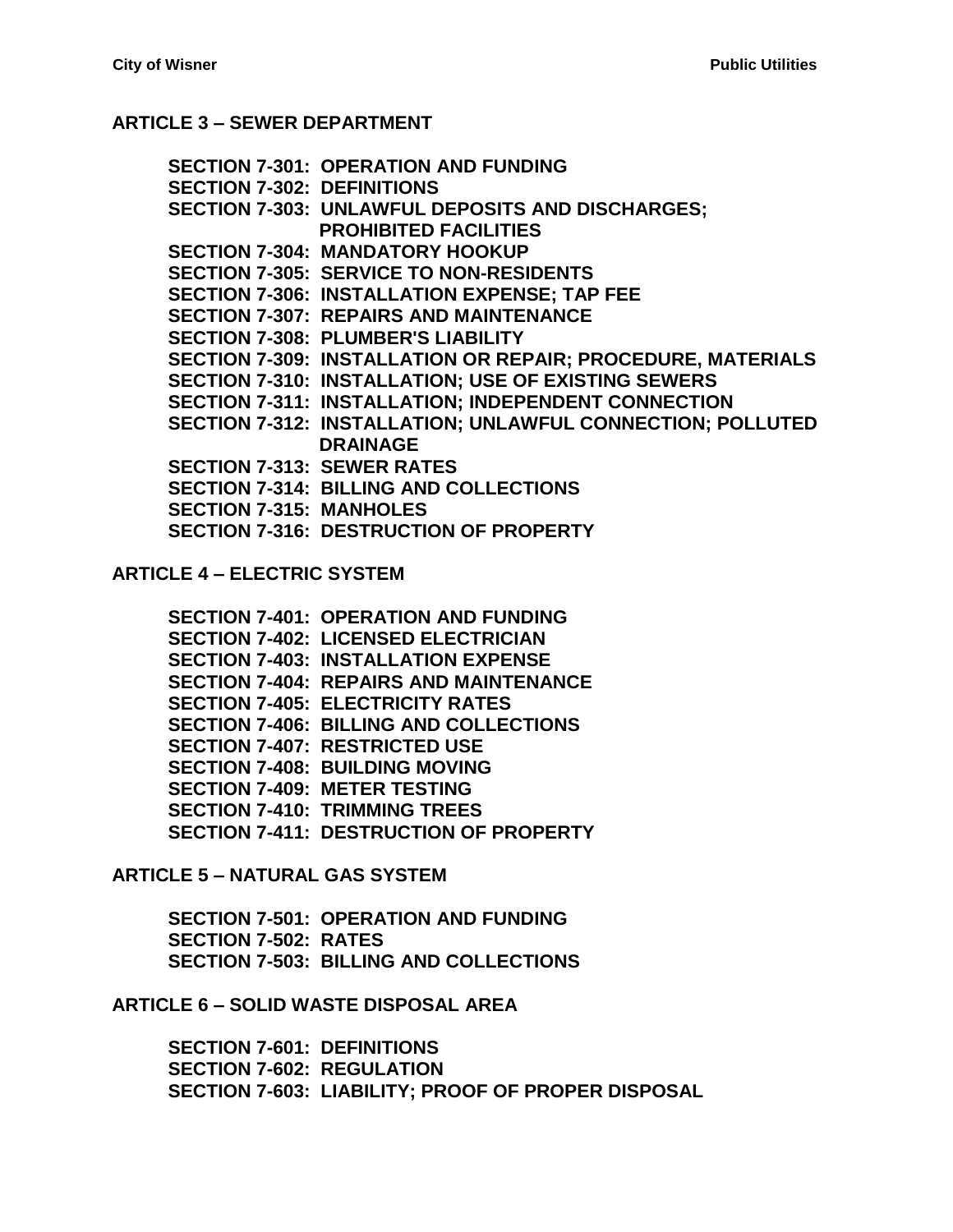## ARTICLE 3 – SEWER DEPARTMENT

**SECTION 7-301: OPERATION AND FUNDING**
**SECTION 7-302: DEFINITIONS**
**SECTION 7-303: UNLAWFUL DEPOSITS AND DISCHARGES; PROHIBITED FACILITIES**
**SECTION 7-304: MANDATORY HOOKUP**
**SECTION 7-305: SERVICE TO NON-RESIDENTS**
**SECTION 7-306: INSTALLATION EXPENSE; TAP FEE**
**SECTION 7-307: REPAIRS AND MAINTENANCE**
**SECTION 7-308: PLUMBER'S LIABILITY**
**SECTION 7-309: INSTALLATION OR REPAIR; PROCEDURE, MATERIALS**
**SECTION 7-310: INSTALLATION; USE OF EXISTING SEWERS**
**SECTION 7-311: INSTALLATION; INDEPENDENT CONNECTION**
**SECTION 7-312: INSTALLATION; UNLAWFUL CONNECTION; POLLUTED DRAINAGE**
**SECTION 7-313: SEWER RATES**
**SECTION 7-314: BILLING AND COLLECTIONS**
**SECTION 7-315: MANHOLES**
**SECTION 7-316: DESTRUCTION OF PROPERTY**

## ARTICLE 4 – ELECTRIC SYSTEM

**SECTION 7-401: OPERATION AND FUNDING**
**SECTION 7-402: LICENSED ELECTRICIAN**
**SECTION 7-403: INSTALLATION EXPENSE**
**SECTION 7-404: REPAIRS AND MAINTENANCE**
**SECTION 7-405: ELECTRICITY RATES**
**SECTION 7-406: BILLING AND COLLECTIONS**
**SECTION 7-407: RESTRICTED USE**
**SECTION 7-408: BUILDING MOVING**
**SECTION 7-409: METER TESTING**
**SECTION 7-410: TRIMMING TREES**
**SECTION 7-411: DESTRUCTION OF PROPERTY**

## ARTICLE 5 – NATURAL GAS SYSTEM

**SECTION 7-501: OPERATION AND FUNDING**
**SECTION 7-502: RATES**
**SECTION 7-503: BILLING AND COLLECTIONS**

## ARTICLE 6 – SOLID WASTE DISPOSAL AREA

**SECTION 7-601: DEFINITIONS**
**SECTION 7-602: REGULATION**
**SECTION 7-603: LIABILITY; PROOF OF PROPER DISPOSAL**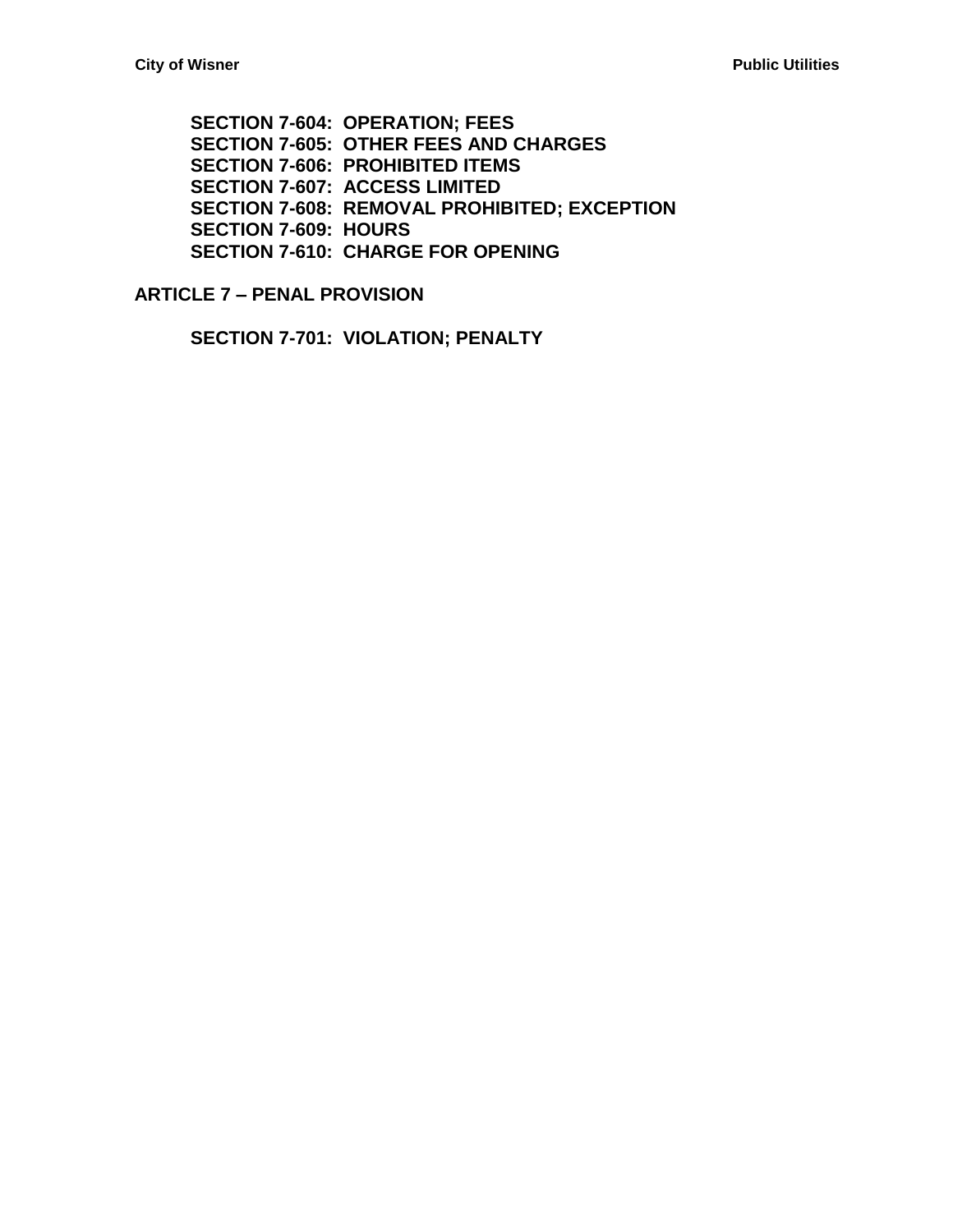**SECTION 7-604: OPERATION; FEES**
**SECTION 7-605: OTHER FEES AND CHARGES**
**SECTION 7-606: PROHIBITED ITEMS**
**SECTION 7-607: ACCESS LIMITED**
**SECTION 7-608: REMOVAL PROHIBITED; EXCEPTION**
**SECTION 7-609: HOURS**
**SECTION 7-610: CHARGE FOR OPENING**

## ARTICLE 7 – PENAL PROVISION

**SECTION 7-701: VIOLATION; PENALTY**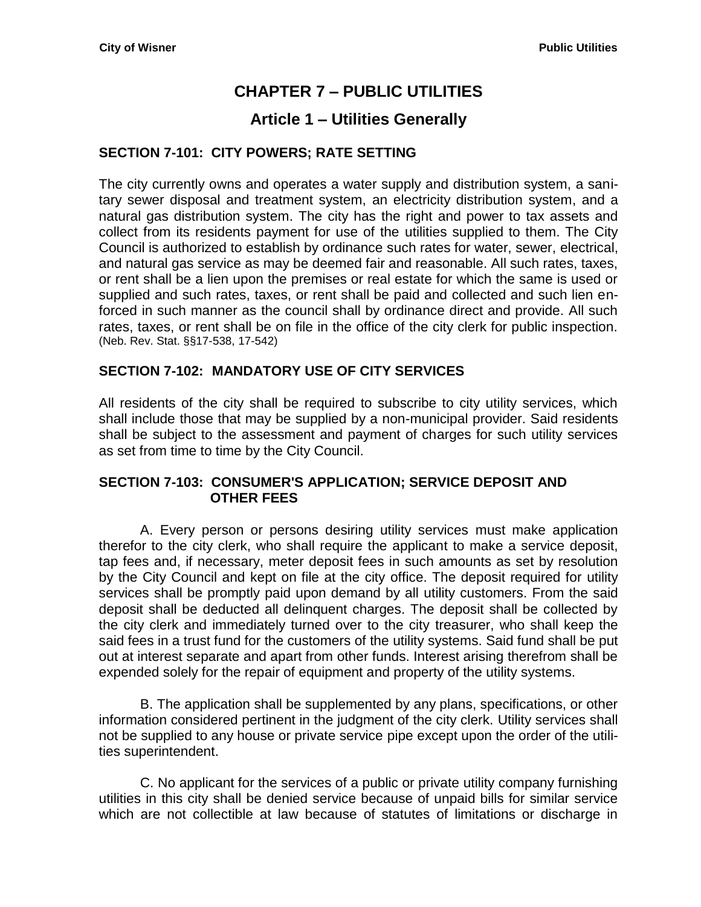# CHAPTER 7 – PUBLIC UTILITIES

## Article 1 – Utilities Generally

### SECTION 7-101: CITY POWERS; RATE SETTING

The city currently owns and operates a water supply and distribution system, a sanitary sewer disposal and treatment system, an electricity distribution system, and a natural gas distribution system. The city has the right and power to tax assets and collect from its residents payment for use of the utilities supplied to them. The City Council is authorized to establish by ordinance such rates for water, sewer, electrical, and natural gas service as may be deemed fair and reasonable. All such rates, taxes, or rent shall be a lien upon the premises or real estate for which the same is used or supplied and such rates, taxes, or rent shall be paid and collected and such lien enforced in such manner as the council shall by ordinance direct and provide. All such rates, taxes, or rent shall be on file in the office of the city clerk for public inspection. (Neb. Rev. Stat. §§17-538, 17-542)

### SECTION 7-102: MANDATORY USE OF CITY SERVICES

All residents of the city shall be required to subscribe to city utility services, which shall include those that may be supplied by a non-municipal provider. Said residents shall be subject to the assessment and payment of charges for such utility services as set from time to time by the City Council.

### SECTION 7-103: CONSUMER'S APPLICATION; SERVICE DEPOSIT AND OTHER FEES

A. Every person or persons desiring utility services must make application therefor to the city clerk, who shall require the applicant to make a service deposit, tap fees and, if necessary, meter deposit fees in such amounts as set by resolution by the City Council and kept on file at the city office. The deposit required for utility services shall be promptly paid upon demand by all utility customers. From the said deposit shall be deducted all delinquent charges. The deposit shall be collected by the city clerk and immediately turned over to the city treasurer, who shall keep the said fees in a trust fund for the customers of the utility systems. Said fund shall be put out at interest separate and apart from other funds. Interest arising therefrom shall be expended solely for the repair of equipment and property of the utility systems.

B. The application shall be supplemented by any plans, specifications, or other information considered pertinent in the judgment of the city clerk. Utility services shall not be supplied to any house or private service pipe except upon the order of the utilities superintendent.

C. No applicant for the services of a public or private utility company furnishing utilities in this city shall be denied service because of unpaid bills for similar service which are not collectible at law because of statutes of limitations or discharge in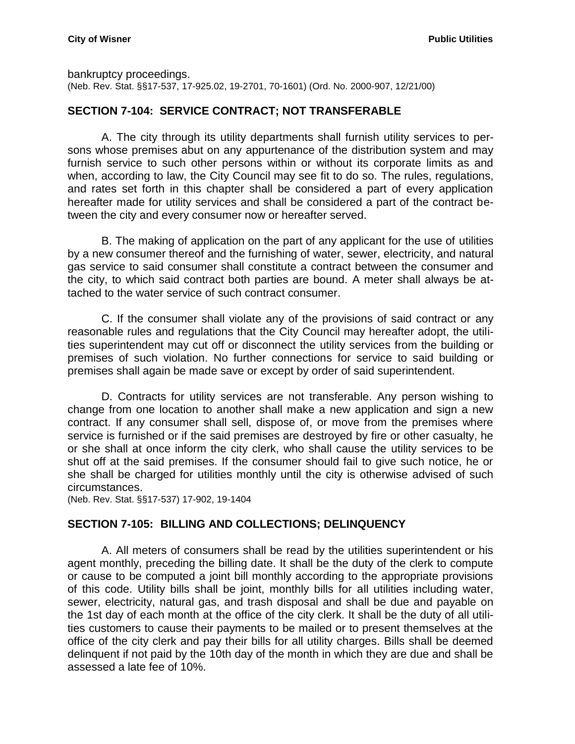bankruptcy proceedings.
(Neb. Rev. Stat. §§17-537, 17-925.02, 19-2701, 70-1601) (Ord. No. 2000-907, 12/21/00)

## SECTION 7-104: SERVICE CONTRACT; NOT TRANSFERABLE

A. The city through its utility departments shall furnish utility services to persons whose premises abut on any appurtenance of the distribution system and may furnish service to such other persons within or without its corporate limits as and when, according to law, the City Council may see fit to do so. The rules, regulations, and rates set forth in this chapter shall be considered a part of every application hereafter made for utility services and shall be considered a part of the contract between the city and every consumer now or hereafter served.

B. The making of application on the part of any applicant for the use of utilities by a new consumer thereof and the furnishing of water, sewer, electricity, and natural gas service to said consumer shall constitute a contract between the consumer and the city, to which said contract both parties are bound. A meter shall always be attached to the water service of such contract consumer.

C. If the consumer shall violate any of the provisions of said contract or any reasonable rules and regulations that the City Council may hereafter adopt, the utilities superintendent may cut off or disconnect the utility services from the building or premises of such violation. No further connections for service to said building or premises shall again be made save or except by order of said superintendent.

D. Contracts for utility services are not transferable. Any person wishing to change from one location to another shall make a new application and sign a new contract. If any consumer shall sell, dispose of, or move from the premises where service is furnished or if the said premises are destroyed by fire or other casualty, he or she shall at once inform the city clerk, who shall cause the utility services to be shut off at the said premises. If the consumer should fail to give such notice, he or she shall be charged for utilities monthly until the city is otherwise advised of such circumstances.
(Neb. Rev. Stat. §§17-537) 17-902, 19-1404

## SECTION 7-105: BILLING AND COLLECTIONS; DELINQUENCY

A. All meters of consumers shall be read by the utilities superintendent or his agent monthly, preceding the billing date. It shall be the duty of the clerk to compute or cause to be computed a joint bill monthly according to the appropriate provisions of this code. Utility bills shall be joint, monthly bills for all utilities including water, sewer, electricity, natural gas, and trash disposal and shall be due and payable on the 1st day of each month at the office of the city clerk. It shall be the duty of all utilities customers to cause their payments to be mailed or to present themselves at the office of the city clerk and pay their bills for all utility charges. Bills shall be deemed delinquent if not paid by the 10th day of the month in which they are due and shall be assessed a late fee of 10%.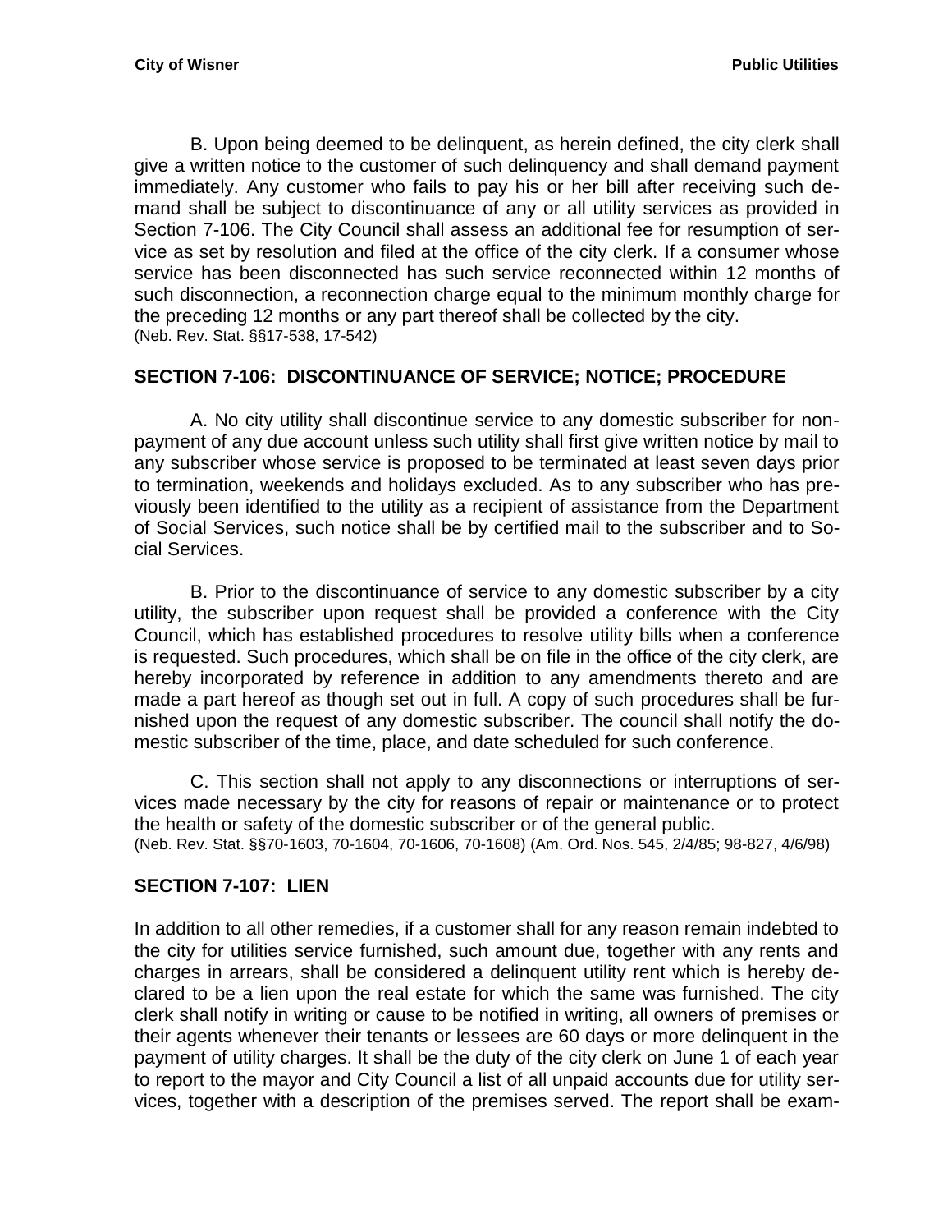B. Upon being deemed to be delinquent, as herein defined, the city clerk shall give a written notice to the customer of such delinquency and shall demand payment immediately. Any customer who fails to pay his or her bill after receiving such demand shall be subject to discontinuance of any or all utility services as provided in Section 7-106. The City Council shall assess an additional fee for resumption of service as set by resolution and filed at the office of the city clerk. If a consumer whose service has been disconnected has such service reconnected within 12 months of such disconnection, a reconnection charge equal to the minimum monthly charge for the preceding 12 months or any part thereof shall be collected by the city.
(Neb. Rev. Stat. §§17-538, 17-542)

## SECTION 7-106: DISCONTINUANCE OF SERVICE; NOTICE; PROCEDURE

A. No city utility shall discontinue service to any domestic subscriber for nonpayment of any due account unless such utility shall first give written notice by mail to any subscriber whose service is proposed to be terminated at least seven days prior to termination, weekends and holidays excluded. As to any subscriber who has previously been identified to the utility as a recipient of assistance from the Department of Social Services, such notice shall be by certified mail to the subscriber and to Social Services.

B. Prior to the discontinuance of service to any domestic subscriber by a city utility, the subscriber upon request shall be provided a conference with the City Council, which has established procedures to resolve utility bills when a conference is requested. Such procedures, which shall be on file in the office of the city clerk, are hereby incorporated by reference in addition to any amendments thereto and are made a part hereof as though set out in full. A copy of such procedures shall be furnished upon the request of any domestic subscriber. The council shall notify the domestic subscriber of the time, place, and date scheduled for such conference.

C. This section shall not apply to any disconnections or interruptions of services made necessary by the city for reasons of repair or maintenance or to protect the health or safety of the domestic subscriber or of the general public.
(Neb. Rev. Stat. §§70-1603, 70-1604, 70-1606, 70-1608) (Am. Ord. Nos. 545, 2/4/85; 98-827, 4/6/98)

## SECTION 7-107: LIEN

In addition to all other remedies, if a customer shall for any reason remain indebted to the city for utilities service furnished, such amount due, together with any rents and charges in arrears, shall be considered a delinquent utility rent which is hereby declared to be a lien upon the real estate for which the same was furnished. The city clerk shall notify in writing or cause to be notified in writing, all owners of premises or their agents whenever their tenants or lessees are 60 days or more delinquent in the payment of utility charges. It shall be the duty of the city clerk on June 1 of each year to report to the mayor and City Council a list of all unpaid accounts due for utility services, together with a description of the premises served. The report shall be exam-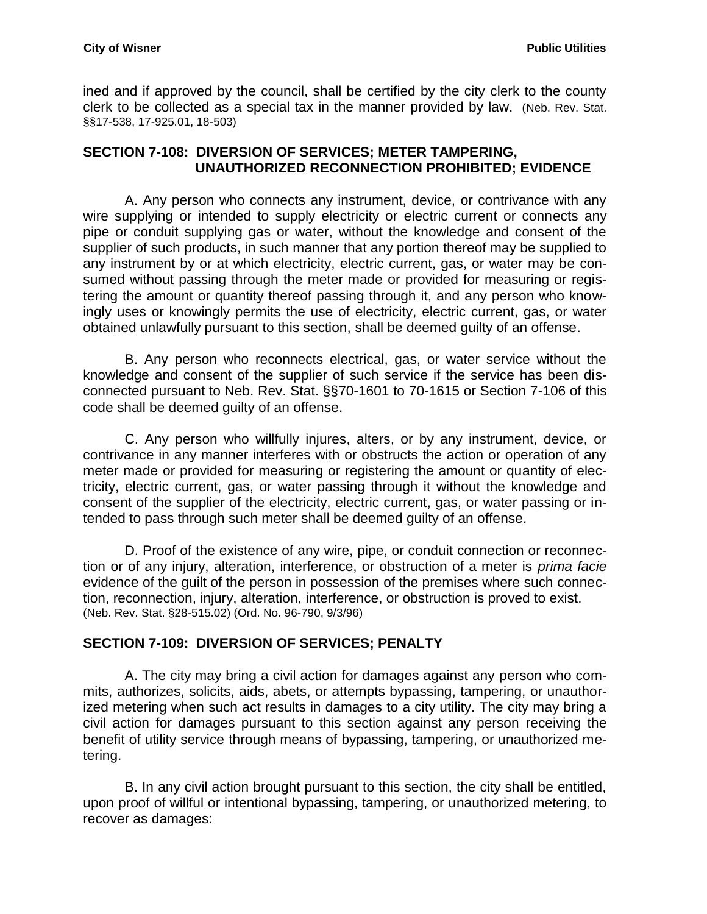ined and if approved by the council, shall be certified by the city clerk to the county clerk to be collected as a special tax in the manner provided by law. (Neb. Rev. Stat. §§17-538, 17-925.01, 18-503)

## SECTION 7-108: DIVERSION OF SERVICES; METER TAMPERING, UNAUTHORIZED RECONNECTION PROHIBITED; EVIDENCE

A. Any person who connects any instrument, device, or contrivance with any wire supplying or intended to supply electricity or electric current or connects any pipe or conduit supplying gas or water, without the knowledge and consent of the supplier of such products, in such manner that any portion thereof may be supplied to any instrument by or at which electricity, electric current, gas, or water may be consumed without passing through the meter made or provided for measuring or registering the amount or quantity thereof passing through it, and any person who knowingly uses or knowingly permits the use of electricity, electric current, gas, or water obtained unlawfully pursuant to this section, shall be deemed guilty of an offense.

B. Any person who reconnects electrical, gas, or water service without the knowledge and consent of the supplier of such service if the service has been disconnected pursuant to Neb. Rev. Stat. §§70-1601 to 70-1615 or Section 7-106 of this code shall be deemed guilty of an offense.

C. Any person who willfully injures, alters, or by any instrument, device, or contrivance in any manner interferes with or obstructs the action or operation of any meter made or provided for measuring or registering the amount or quantity of electricity, electric current, gas, or water passing through it without the knowledge and consent of the supplier of the electricity, electric current, gas, or water passing or intended to pass through such meter shall be deemed guilty of an offense.

D. Proof of the existence of any wire, pipe, or conduit connection or reconnection or of any injury, alteration, interference, or obstruction of a meter is *prima facie* evidence of the guilt of the person in possession of the premises where such connection, reconnection, injury, alteration, interference, or obstruction is proved to exist. (Neb. Rev. Stat. §28-515.02) (Ord. No. 96-790, 9/3/96)

## SECTION 7-109: DIVERSION OF SERVICES; PENALTY

A. The city may bring a civil action for damages against any person who commits, authorizes, solicits, aids, abets, or attempts bypassing, tampering, or unauthorized metering when such act results in damages to a city utility. The city may bring a civil action for damages pursuant to this section against any person receiving the benefit of utility service through means of bypassing, tampering, or unauthorized metering.

B. In any civil action brought pursuant to this section, the city shall be entitled, upon proof of willful or intentional bypassing, tampering, or unauthorized metering, to recover as damages: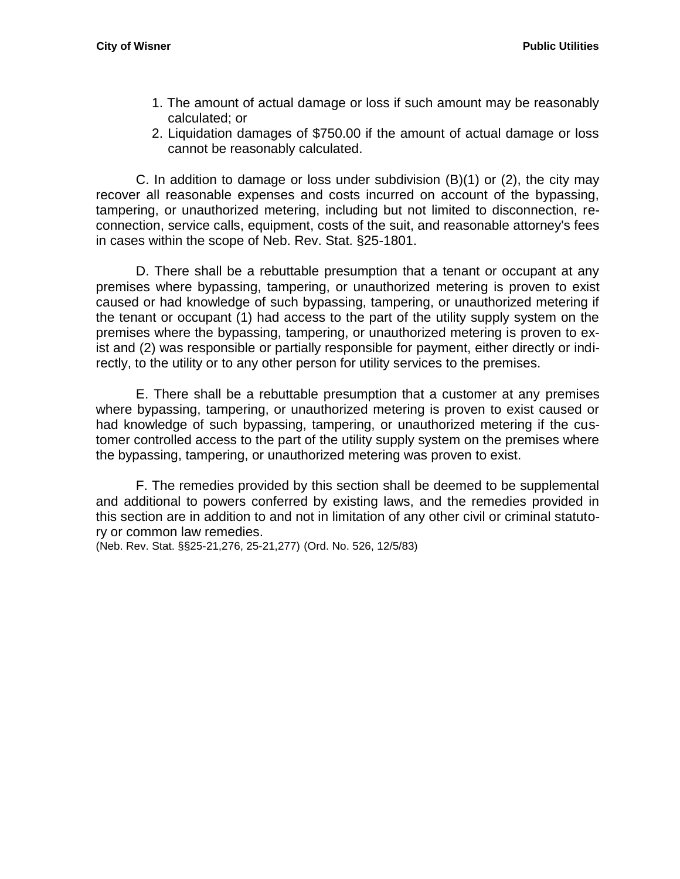1. The amount of actual damage or loss if such amount may be reasonably calculated; or
2. Liquidation damages of $750.00 if the amount of actual damage or loss cannot be reasonably calculated.

C. In addition to damage or loss under subdivision (B)(1) or (2), the city may recover all reasonable expenses and costs incurred on account of the bypassing, tampering, or unauthorized metering, including but not limited to disconnection, re-connection, service calls, equipment, costs of the suit, and reasonable attorney's fees in cases within the scope of Neb. Rev. Stat. §25-1801.

D. There shall be a rebuttable presumption that a tenant or occupant at any premises where bypassing, tampering, or unauthorized metering is proven to exist caused or had knowledge of such bypassing, tampering, or unauthorized metering if the tenant or occupant (1) had access to the part of the utility supply system on the premises where the bypassing, tampering, or unauthorized metering is proven to exist and (2) was responsible or partially responsible for payment, either directly or indirectly, to the utility or to any other person for utility services to the premises.

E. There shall be a rebuttable presumption that a customer at any premises where bypassing, tampering, or unauthorized metering is proven to exist caused or had knowledge of such bypassing, tampering, or unauthorized metering if the customer controlled access to the part of the utility supply system on the premises where the bypassing, tampering, or unauthorized metering was proven to exist.

F. The remedies provided by this section shall be deemed to be supplemental and additional to powers conferred by existing laws, and the remedies provided in this section are in addition to and not in limitation of any other civil or criminal statutory or common law remedies.
(Neb. Rev. Stat. §§25-21,276, 25-21,277) (Ord. No. 526, 12/5/83)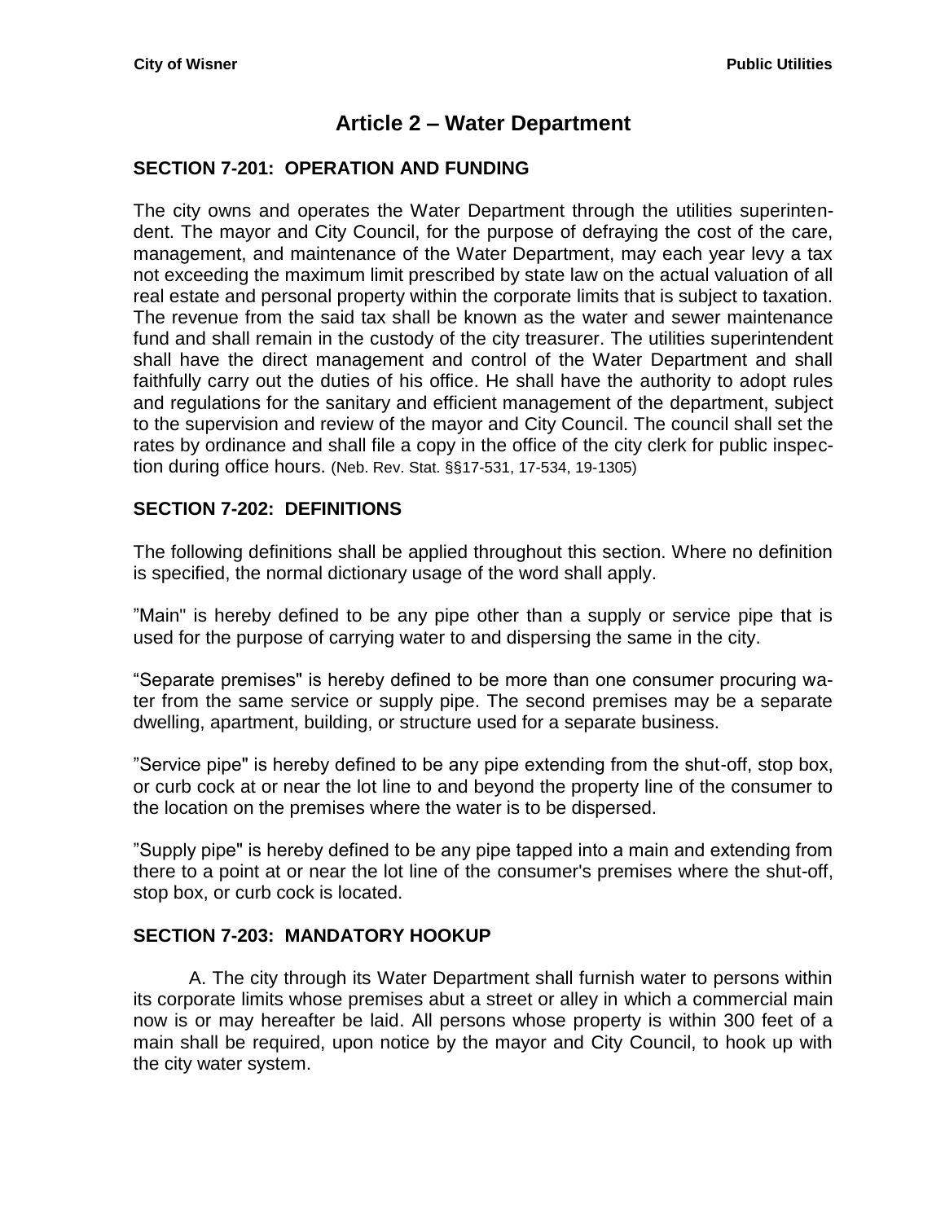# Article 2 – Water Department

## SECTION 7-201: OPERATION AND FUNDING

The city owns and operates the Water Department through the utilities superintendent. The mayor and City Council, for the purpose of defraying the cost of the care, management, and maintenance of the Water Department, may each year levy a tax not exceeding the maximum limit prescribed by state law on the actual valuation of all real estate and personal property within the corporate limits that is subject to taxation. The revenue from the said tax shall be known as the water and sewer maintenance fund and shall remain in the custody of the city treasurer. The utilities superintendent shall have the direct management and control of the Water Department and shall faithfully carry out the duties of his office. He shall have the authority to adopt rules and regulations for the sanitary and efficient management of the department, subject to the supervision and review of the mayor and City Council. The council shall set the rates by ordinance and shall file a copy in the office of the city clerk for public inspection during office hours. (Neb. Rev. Stat. §§17-531, 17-534, 19-1305)

## SECTION 7-202: DEFINITIONS

The following definitions shall be applied throughout this section. Where no definition is specified, the normal dictionary usage of the word shall apply.

"Main" is hereby defined to be any pipe other than a supply or service pipe that is used for the purpose of carrying water to and dispersing the same in the city.

"Separate premises" is hereby defined to be more than one consumer procuring water from the same service or supply pipe. The second premises may be a separate dwelling, apartment, building, or structure used for a separate business.

"Service pipe" is hereby defined to be any pipe extending from the shut-off, stop box, or curb cock at or near the lot line to and beyond the property line of the consumer to the location on the premises where the water is to be dispersed.

"Supply pipe" is hereby defined to be any pipe tapped into a main and extending from there to a point at or near the lot line of the consumer's premises where the shut-off, stop box, or curb cock is located.

## SECTION 7-203: MANDATORY HOOKUP

A. The city through its Water Department shall furnish water to persons within its corporate limits whose premises abut a street or alley in which a commercial main now is or may hereafter be laid. All persons whose property is within 300 feet of a main shall be required, upon notice by the mayor and City Council, to hook up with the city water system.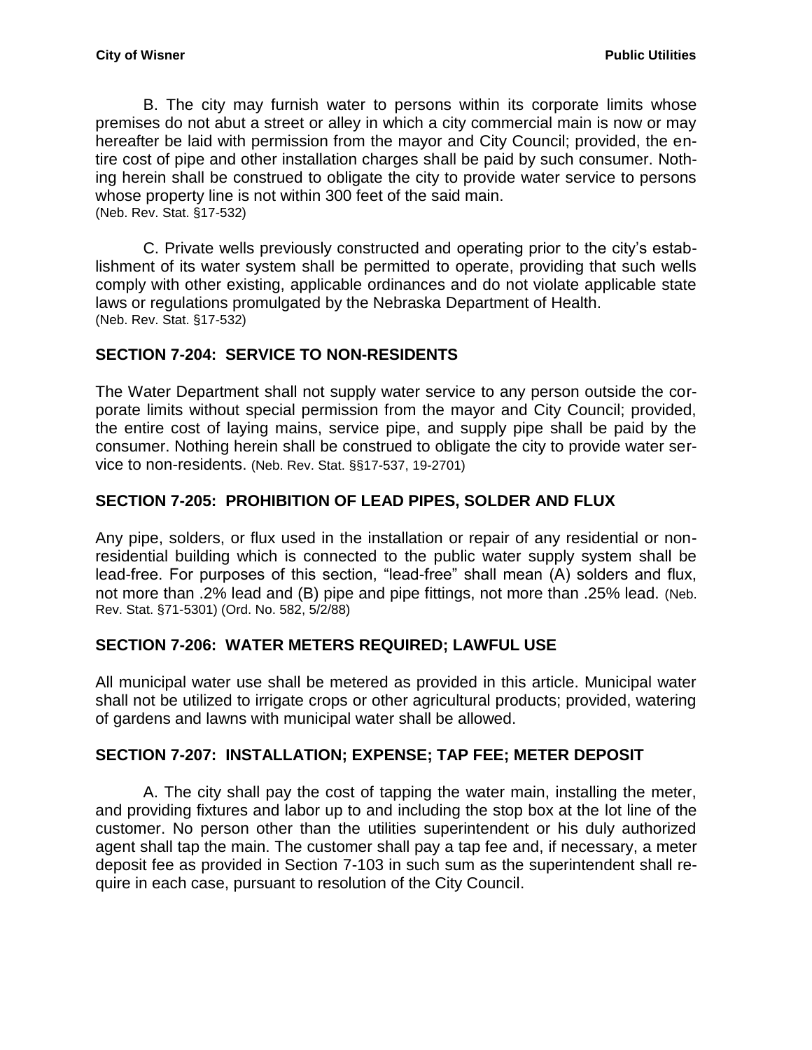B. The city may furnish water to persons within its corporate limits whose premises do not abut a street or alley in which a city commercial main is now or may hereafter be laid with permission from the mayor and City Council; provided, the entire cost of pipe and other installation charges shall be paid by such consumer. Nothing herein shall be construed to obligate the city to provide water service to persons whose property line is not within 300 feet of the said main.
(Neb. Rev. Stat. §17-532)

C. Private wells previously constructed and operating prior to the city's establishment of its water system shall be permitted to operate, providing that such wells comply with other existing, applicable ordinances and do not violate applicable state laws or regulations promulgated by the Nebraska Department of Health.
(Neb. Rev. Stat. §17-532)

## SECTION 7-204: SERVICE TO NON-RESIDENTS

The Water Department shall not supply water service to any person outside the corporate limits without special permission from the mayor and City Council; provided, the entire cost of laying mains, service pipe, and supply pipe shall be paid by the consumer. Nothing herein shall be construed to obligate the city to provide water service to non-residents. (Neb. Rev. Stat. §§17-537, 19-2701)

## SECTION 7-205: PROHIBITION OF LEAD PIPES, SOLDER AND FLUX

Any pipe, solders, or flux used in the installation or repair of any residential or non-residential building which is connected to the public water supply system shall be lead-free. For purposes of this section, "lead-free" shall mean (A) solders and flux, not more than .2% lead and (B) pipe and pipe fittings, not more than .25% lead. (Neb. Rev. Stat. §71-5301) (Ord. No. 582, 5/2/88)

## SECTION 7-206: WATER METERS REQUIRED; LAWFUL USE

All municipal water use shall be metered as provided in this article. Municipal water shall not be utilized to irrigate crops or other agricultural products; provided, watering of gardens and lawns with municipal water shall be allowed.

## SECTION 7-207: INSTALLATION; EXPENSE; TAP FEE; METER DEPOSIT

A. The city shall pay the cost of tapping the water main, installing the meter, and providing fixtures and labor up to and including the stop box at the lot line of the customer. No person other than the utilities superintendent or his duly authorized agent shall tap the main. The customer shall pay a tap fee and, if necessary, a meter deposit fee as provided in Section 7-103 in such sum as the superintendent shall require in each case, pursuant to resolution of the City Council.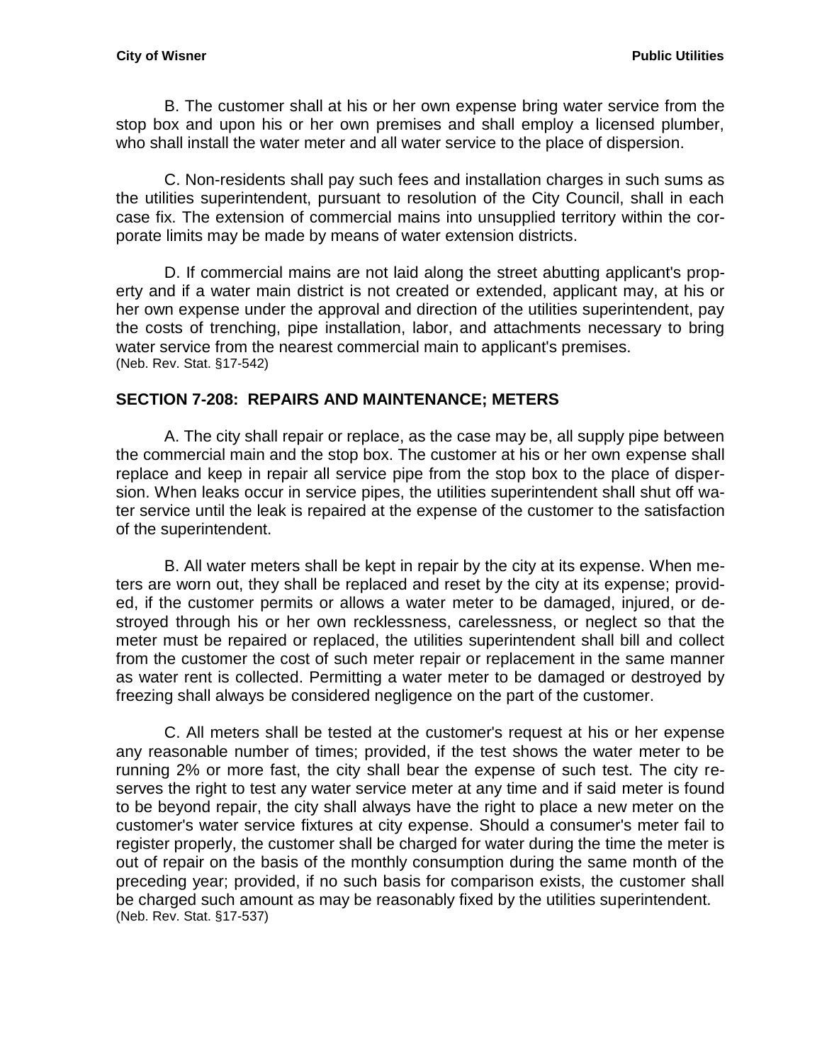B. The customer shall at his or her own expense bring water service from the stop box and upon his or her own premises and shall employ a licensed plumber, who shall install the water meter and all water service to the place of dispersion.

C. Non-residents shall pay such fees and installation charges in such sums as the utilities superintendent, pursuant to resolution of the City Council, shall in each case fix. The extension of commercial mains into unsupplied territory within the corporate limits may be made by means of water extension districts.

D. If commercial mains are not laid along the street abutting applicant's property and if a water main district is not created or extended, applicant may, at his or her own expense under the approval and direction of the utilities superintendent, pay the costs of trenching, pipe installation, labor, and attachments necessary to bring water service from the nearest commercial main to applicant's premises.
(Neb. Rev. Stat. §17-542)

## SECTION 7-208: REPAIRS AND MAINTENANCE; METERS

A. The city shall repair or replace, as the case may be, all supply pipe between the commercial main and the stop box. The customer at his or her own expense shall replace and keep in repair all service pipe from the stop box to the place of dispersion. When leaks occur in service pipes, the utilities superintendent shall shut off water service until the leak is repaired at the expense of the customer to the satisfaction of the superintendent.

B. All water meters shall be kept in repair by the city at its expense. When meters are worn out, they shall be replaced and reset by the city at its expense; provided, if the customer permits or allows a water meter to be damaged, injured, or destroyed through his or her own recklessness, carelessness, or neglect so that the meter must be repaired or replaced, the utilities superintendent shall bill and collect from the customer the cost of such meter repair or replacement in the same manner as water rent is collected. Permitting a water meter to be damaged or destroyed by freezing shall always be considered negligence on the part of the customer.

C. All meters shall be tested at the customer's request at his or her expense any reasonable number of times; provided, if the test shows the water meter to be running 2% or more fast, the city shall bear the expense of such test. The city reserves the right to test any water service meter at any time and if said meter is found to be beyond repair, the city shall always have the right to place a new meter on the customer's water service fixtures at city expense. Should a consumer's meter fail to register properly, the customer shall be charged for water during the time the meter is out of repair on the basis of the monthly consumption during the same month of the preceding year; provided, if no such basis for comparison exists, the customer shall be charged such amount as may be reasonably fixed by the utilities superintendent.
(Neb. Rev. Stat. §17-537)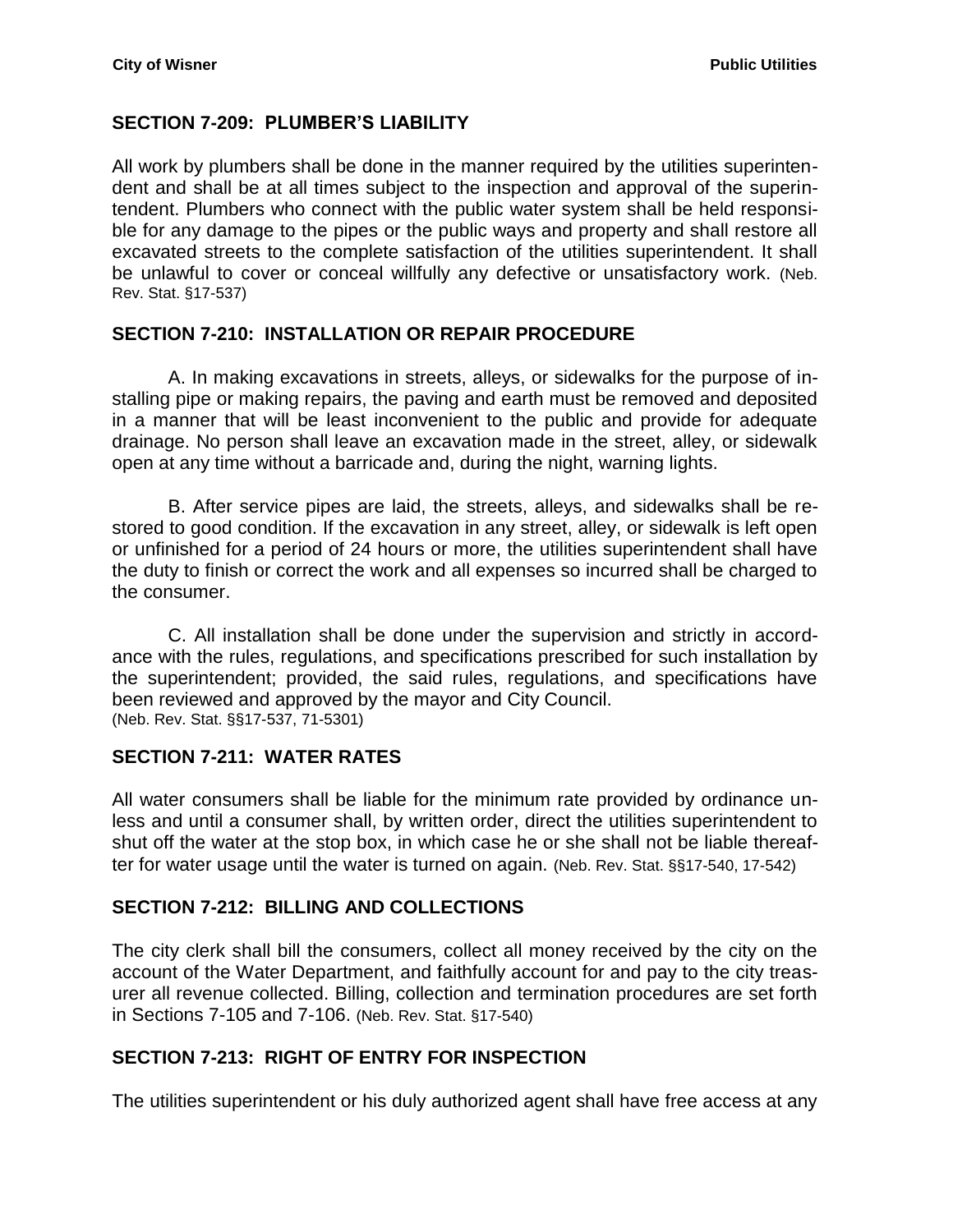## SECTION 7-209: PLUMBER'S LIABILITY

All work by plumbers shall be done in the manner required by the utilities superintendent and shall be at all times subject to the inspection and approval of the superintendent. Plumbers who connect with the public water system shall be held responsible for any damage to the pipes or the public ways and property and shall restore all excavated streets to the complete satisfaction of the utilities superintendent. It shall be unlawful to cover or conceal willfully any defective or unsatisfactory work. (Neb. Rev. Stat. §17-537)

## SECTION 7-210: INSTALLATION OR REPAIR PROCEDURE

A. In making excavations in streets, alleys, or sidewalks for the purpose of installing pipe or making repairs, the paving and earth must be removed and deposited in a manner that will be least inconvenient to the public and provide for adequate drainage. No person shall leave an excavation made in the street, alley, or sidewalk open at any time without a barricade and, during the night, warning lights.

B. After service pipes are laid, the streets, alleys, and sidewalks shall be restored to good condition. If the excavation in any street, alley, or sidewalk is left open or unfinished for a period of 24 hours or more, the utilities superintendent shall have the duty to finish or correct the work and all expenses so incurred shall be charged to the consumer.

C. All installation shall be done under the supervision and strictly in accordance with the rules, regulations, and specifications prescribed for such installation by the superintendent; provided, the said rules, regulations, and specifications have been reviewed and approved by the mayor and City Council.
(Neb. Rev. Stat. §§17-537, 71-5301)

## SECTION 7-211: WATER RATES

All water consumers shall be liable for the minimum rate provided by ordinance unless and until a consumer shall, by written order, direct the utilities superintendent to shut off the water at the stop box, in which case he or she shall not be liable thereafter for water usage until the water is turned on again. (Neb. Rev. Stat. §§17-540, 17-542)

## SECTION 7-212: BILLING AND COLLECTIONS

The city clerk shall bill the consumers, collect all money received by the city on the account of the Water Department, and faithfully account for and pay to the city treasurer all revenue collected. Billing, collection and termination procedures are set forth in Sections 7-105 and 7-106. (Neb. Rev. Stat. §17-540)

## SECTION 7-213: RIGHT OF ENTRY FOR INSPECTION

The utilities superintendent or his duly authorized agent shall have free access at any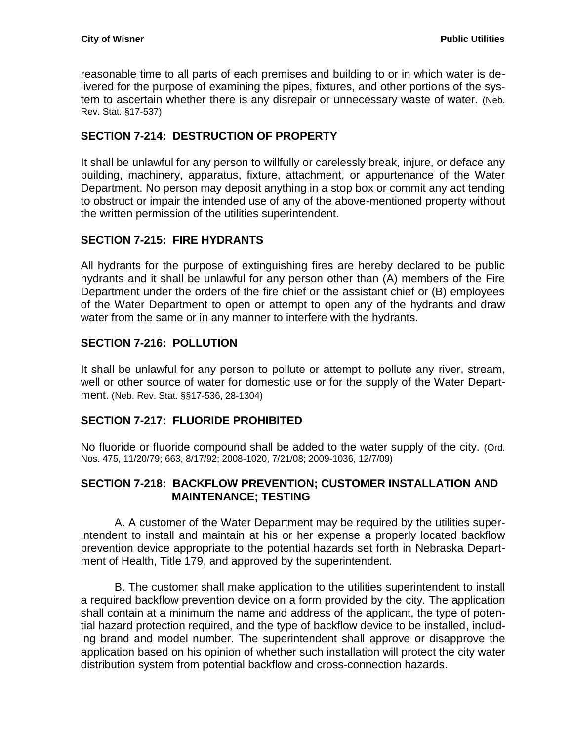reasonable time to all parts of each premises and building to or in which water is delivered for the purpose of examining the pipes, fixtures, and other portions of the system to ascertain whether there is any disrepair or unnecessary waste of water. (Neb. Rev. Stat. §17-537)

## SECTION 7-214: DESTRUCTION OF PROPERTY

It shall be unlawful for any person to willfully or carelessly break, injure, or deface any building, machinery, apparatus, fixture, attachment, or appurtenance of the Water Department. No person may deposit anything in a stop box or commit any act tending to obstruct or impair the intended use of any of the above-mentioned property without the written permission of the utilities superintendent.

## SECTION 7-215: FIRE HYDRANTS

All hydrants for the purpose of extinguishing fires are hereby declared to be public hydrants and it shall be unlawful for any person other than (A) members of the Fire Department under the orders of the fire chief or the assistant chief or (B) employees of the Water Department to open or attempt to open any of the hydrants and draw water from the same or in any manner to interfere with the hydrants.

## SECTION 7-216: POLLUTION

It shall be unlawful for any person to pollute or attempt to pollute any river, stream, well or other source of water for domestic use or for the supply of the Water Department. (Neb. Rev. Stat. §§17-536, 28-1304)

## SECTION 7-217: FLUORIDE PROHIBITED

No fluoride or fluoride compound shall be added to the water supply of the city. (Ord. Nos. 475, 11/20/79; 663, 8/17/92; 2008-1020, 7/21/08; 2009-1036, 12/7/09)

## SECTION 7-218: BACKFLOW PREVENTION; CUSTOMER INSTALLATION AND MAINTENANCE; TESTING

A. A customer of the Water Department may be required by the utilities superintendent to install and maintain at his or her expense a properly located backflow prevention device appropriate to the potential hazards set forth in Nebraska Department of Health, Title 179, and approved by the superintendent.

B. The customer shall make application to the utilities superintendent to install a required backflow prevention device on a form provided by the city. The application shall contain at a minimum the name and address of the applicant, the type of potential hazard protection required, and the type of backflow device to be installed, including brand and model number. The superintendent shall approve or disapprove the application based on his opinion of whether such installation will protect the city water distribution system from potential backflow and cross-connection hazards.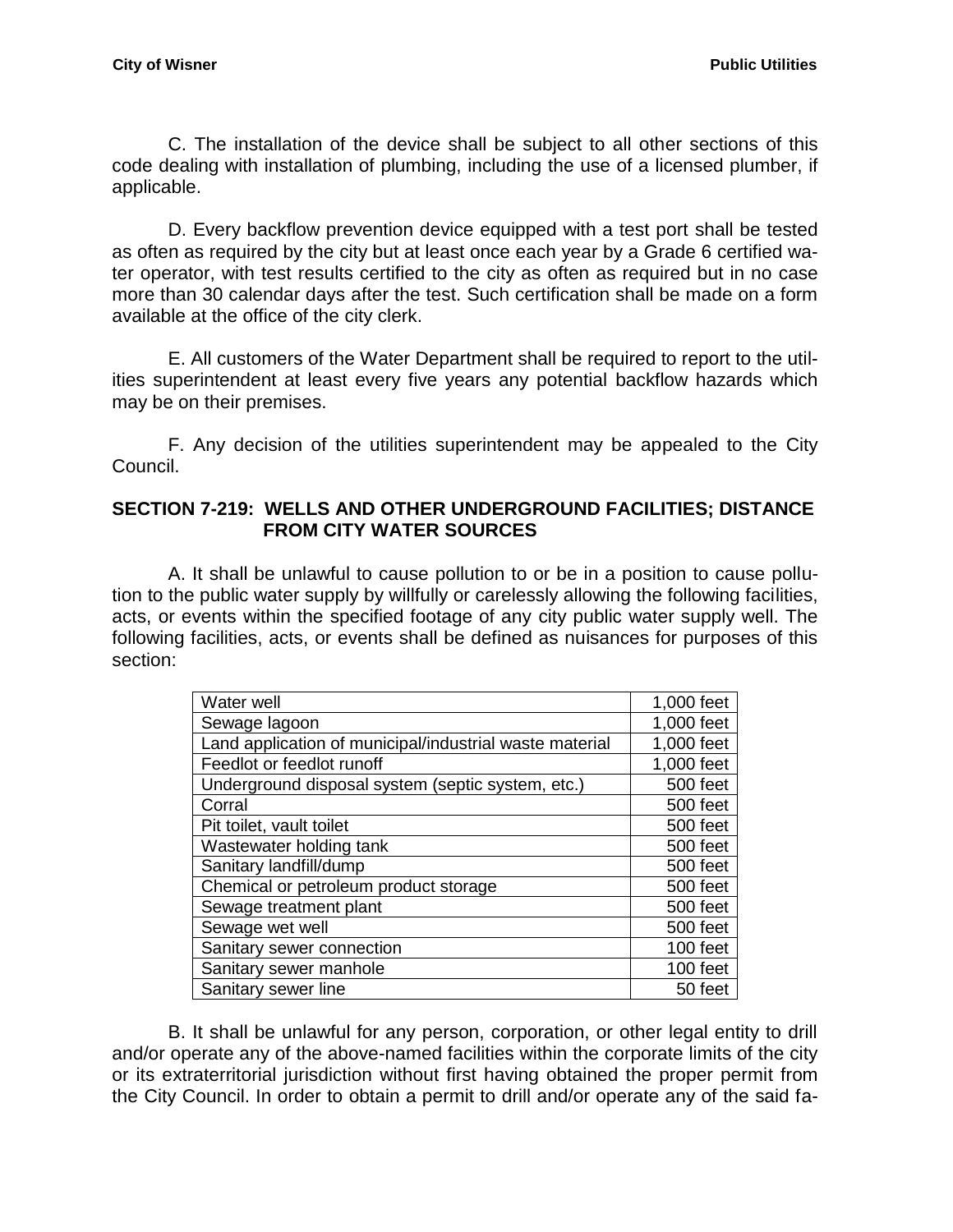C. The installation of the device shall be subject to all other sections of this code dealing with installation of plumbing, including the use of a licensed plumber, if applicable.

D. Every backflow prevention device equipped with a test port shall be tested as often as required by the city but at least once each year by a Grade 6 certified water operator, with test results certified to the city as often as required but in no case more than 30 calendar days after the test. Such certification shall be made on a form available at the office of the city clerk.

E. All customers of the Water Department shall be required to report to the utilities superintendent at least every five years any potential backflow hazards which may be on their premises.

F. Any decision of the utilities superintendent may be appealed to the City Council.

## SECTION 7-219: WELLS AND OTHER UNDERGROUND FACILITIES; DISTANCE FROM CITY WATER SOURCES

A. It shall be unlawful to cause pollution to or be in a position to cause pollution to the public water supply by willfully or carelessly allowing the following facilities, acts, or events within the specified footage of any city public water supply well. The following facilities, acts, or events shall be defined as nuisances for purposes of this section:

| | |
|---|---|
| Water well | 1,000 feet |
| Sewage lagoon | 1,000 feet |
| Land application of municipal/industrial waste material | 1,000 feet |
| Feedlot or feedlot runoff | 1,000 feet |
| Underground disposal system (septic system, etc.) | 500 feet |
| Corral | 500 feet |
| Pit toilet, vault toilet | 500 feet |
| Wastewater holding tank | 500 feet |
| Sanitary landfill/dump | 500 feet |
| Chemical or petroleum product storage | 500 feet |
| Sewage treatment plant | 500 feet |
| Sewage wet well | 500 feet |
| Sanitary sewer connection | 100 feet |
| Sanitary sewer manhole | 100 feet |
| Sanitary sewer line | 50 feet |

B. It shall be unlawful for any person, corporation, or other legal entity to drill and/or operate any of the above-named facilities within the corporate limits of the city or its extraterritorial jurisdiction without first having obtained the proper permit from the City Council. In order to obtain a permit to drill and/or operate any of the said fa-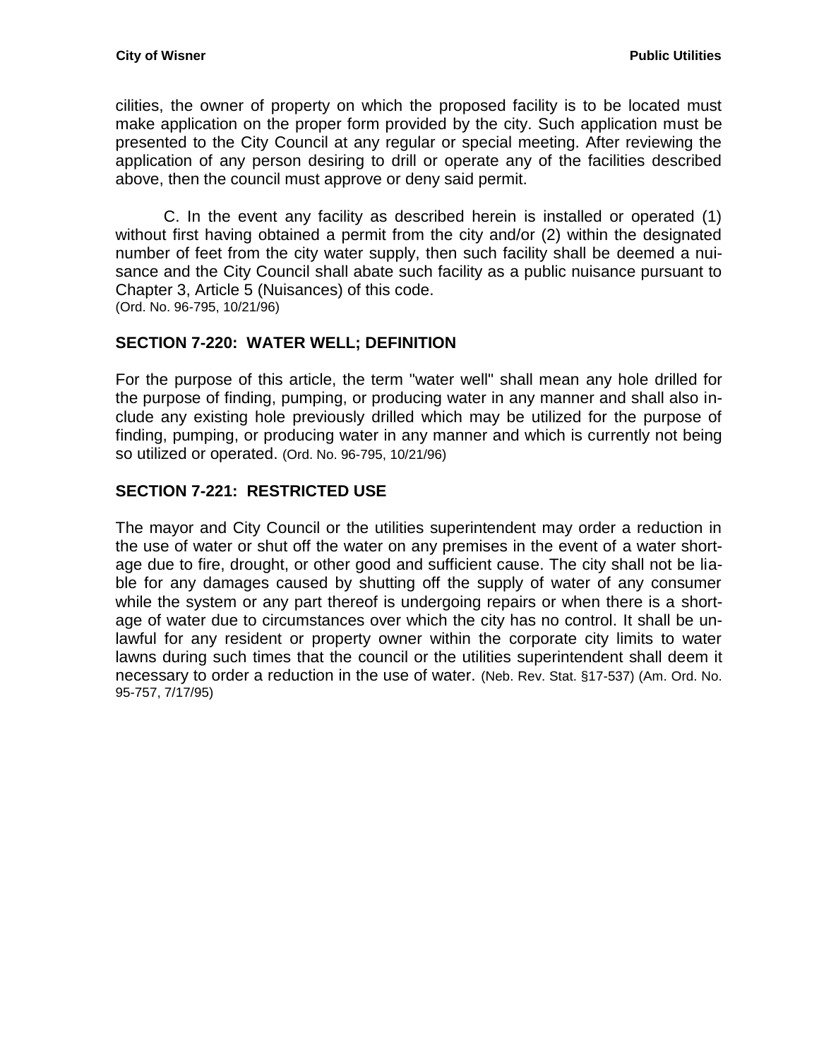cilities, the owner of property on which the proposed facility is to be located must make application on the proper form provided by the city. Such application must be presented to the City Council at any regular or special meeting. After reviewing the application of any person desiring to drill or operate any of the facilities described above, then the council must approve or deny said permit.

C. In the event any facility as described herein is installed or operated (1) without first having obtained a permit from the city and/or (2) within the designated number of feet from the city water supply, then such facility shall be deemed a nuisance and the City Council shall abate such facility as a public nuisance pursuant to Chapter 3, Article 5 (Nuisances) of this code.
(Ord. No. 96-795, 10/21/96)

### SECTION 7-220: WATER WELL; DEFINITION

For the purpose of this article, the term "water well" shall mean any hole drilled for the purpose of finding, pumping, or producing water in any manner and shall also include any existing hole previously drilled which may be utilized for the purpose of finding, pumping, or producing water in any manner and which is currently not being so utilized or operated. (Ord. No. 96-795, 10/21/96)

### SECTION 7-221: RESTRICTED USE

The mayor and City Council or the utilities superintendent may order a reduction in the use of water or shut off the water on any premises in the event of a water shortage due to fire, drought, or other good and sufficient cause. The city shall not be liable for any damages caused by shutting off the supply of water of any consumer while the system or any part thereof is undergoing repairs or when there is a shortage of water due to circumstances over which the city has no control. It shall be unlawful for any resident or property owner within the corporate city limits to water lawns during such times that the council or the utilities superintendent shall deem it necessary to order a reduction in the use of water. (Neb. Rev. Stat. §17-537) (Am. Ord. No. 95-757, 7/17/95)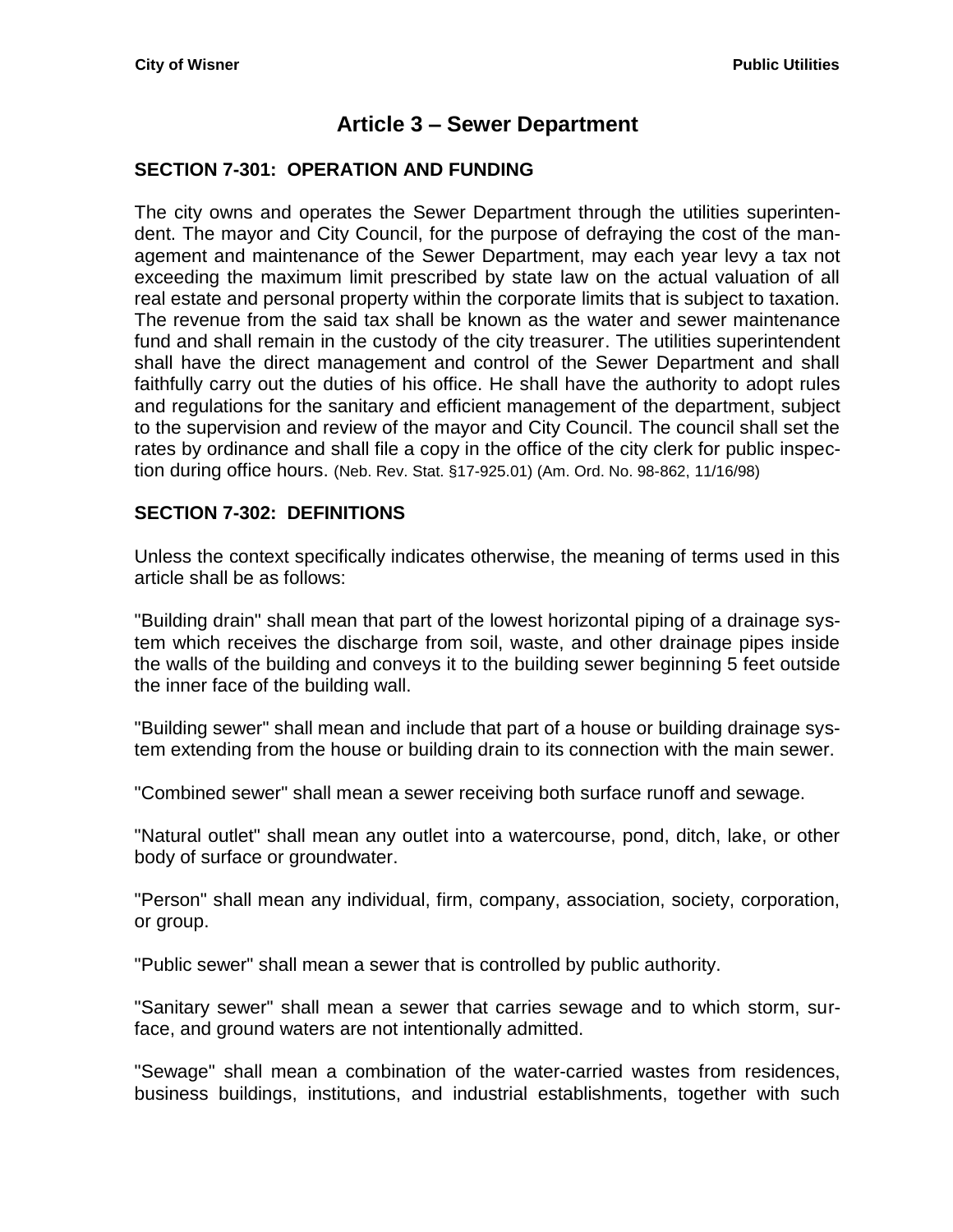# Article 3 – Sewer Department

### SECTION 7-301: OPERATION AND FUNDING

The city owns and operates the Sewer Department through the utilities superintendent. The mayor and City Council, for the purpose of defraying the cost of the management and maintenance of the Sewer Department, may each year levy a tax not exceeding the maximum limit prescribed by state law on the actual valuation of all real estate and personal property within the corporate limits that is subject to taxation. The revenue from the said tax shall be known as the water and sewer maintenance fund and shall remain in the custody of the city treasurer. The utilities superintendent shall have the direct management and control of the Sewer Department and shall faithfully carry out the duties of his office. He shall have the authority to adopt rules and regulations for the sanitary and efficient management of the department, subject to the supervision and review of the mayor and City Council. The council shall set the rates by ordinance and shall file a copy in the office of the city clerk for public inspection during office hours. (Neb. Rev. Stat. §17-925.01) (Am. Ord. No. 98-862, 11/16/98)

### SECTION 7-302: DEFINITIONS

Unless the context specifically indicates otherwise, the meaning of terms used in this article shall be as follows:

"Building drain" shall mean that part of the lowest horizontal piping of a drainage system which receives the discharge from soil, waste, and other drainage pipes inside the walls of the building and conveys it to the building sewer beginning 5 feet outside the inner face of the building wall.

"Building sewer" shall mean and include that part of a house or building drainage system extending from the house or building drain to its connection with the main sewer.

"Combined sewer" shall mean a sewer receiving both surface runoff and sewage.

"Natural outlet" shall mean any outlet into a watercourse, pond, ditch, lake, or other body of surface or groundwater.

"Person" shall mean any individual, firm, company, association, society, corporation, or group.

"Public sewer" shall mean a sewer that is controlled by public authority.

"Sanitary sewer" shall mean a sewer that carries sewage and to which storm, surface, and ground waters are not intentionally admitted.

"Sewage" shall mean a combination of the water-carried wastes from residences, business buildings, institutions, and industrial establishments, together with such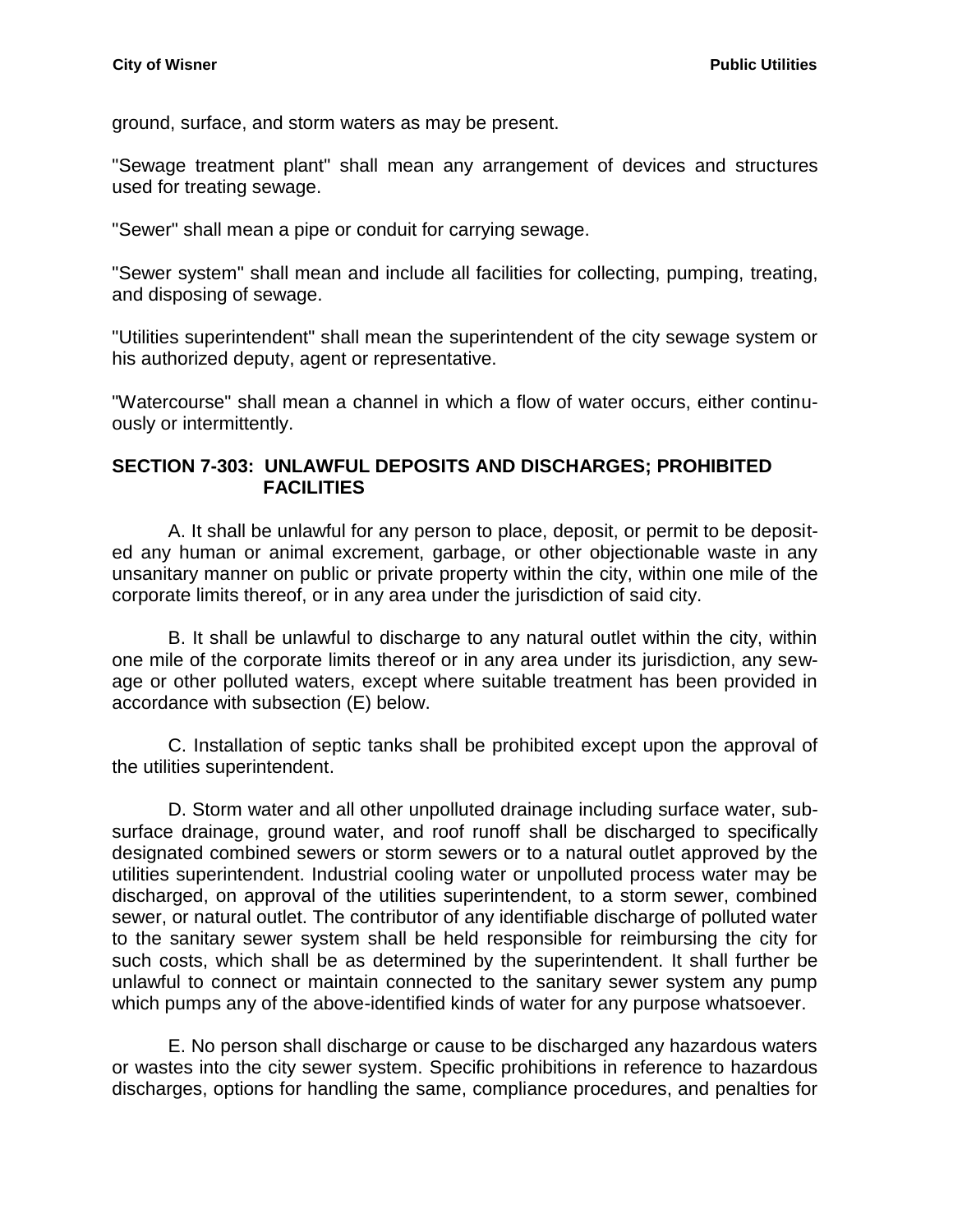ground, surface, and storm waters as may be present.

"Sewage treatment plant" shall mean any arrangement of devices and structures used for treating sewage.

"Sewer" shall mean a pipe or conduit for carrying sewage.

"Sewer system" shall mean and include all facilities for collecting, pumping, treating, and disposing of sewage.

"Utilities superintendent" shall mean the superintendent of the city sewage system or his authorized deputy, agent or representative.

"Watercourse" shall mean a channel in which a flow of water occurs, either continuously or intermittently.

## SECTION 7-303: UNLAWFUL DEPOSITS AND DISCHARGES; PROHIBITED FACILITIES

A. It shall be unlawful for any person to place, deposit, or permit to be deposited any human or animal excrement, garbage, or other objectionable waste in any unsanitary manner on public or private property within the city, within one mile of the corporate limits thereof, or in any area under the jurisdiction of said city.

B. It shall be unlawful to discharge to any natural outlet within the city, within one mile of the corporate limits thereof or in any area under its jurisdiction, any sewage or other polluted waters, except where suitable treatment has been provided in accordance with subsection (E) below.

C. Installation of septic tanks shall be prohibited except upon the approval of the utilities superintendent.

D. Storm water and all other unpolluted drainage including surface water, subsurface drainage, ground water, and roof runoff shall be discharged to specifically designated combined sewers or storm sewers or to a natural outlet approved by the utilities superintendent. Industrial cooling water or unpolluted process water may be discharged, on approval of the utilities superintendent, to a storm sewer, combined sewer, or natural outlet. The contributor of any identifiable discharge of polluted water to the sanitary sewer system shall be held responsible for reimbursing the city for such costs, which shall be as determined by the superintendent. It shall further be unlawful to connect or maintain connected to the sanitary sewer system any pump which pumps any of the above-identified kinds of water for any purpose whatsoever.

E. No person shall discharge or cause to be discharged any hazardous waters or wastes into the city sewer system. Specific prohibitions in reference to hazardous discharges, options for handling the same, compliance procedures, and penalties for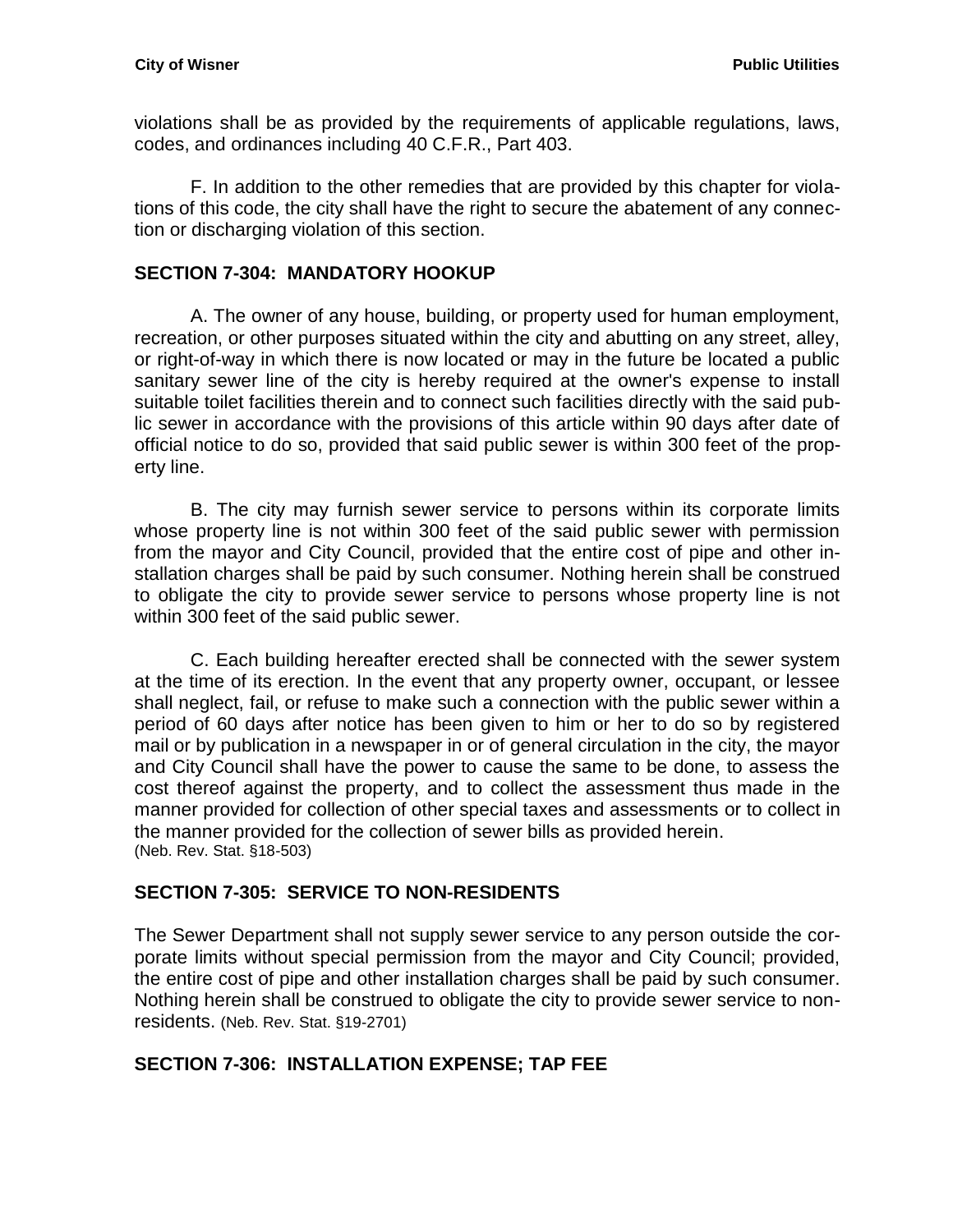violations shall be as provided by the requirements of applicable regulations, laws, codes, and ordinances including 40 C.F.R., Part 403.

F. In addition to the other remedies that are provided by this chapter for violations of this code, the city shall have the right to secure the abatement of any connection or discharging violation of this section.

## SECTION 7-304: MANDATORY HOOKUP

A. The owner of any house, building, or property used for human employment, recreation, or other purposes situated within the city and abutting on any street, alley, or right-of-way in which there is now located or may in the future be located a public sanitary sewer line of the city is hereby required at the owner's expense to install suitable toilet facilities therein and to connect such facilities directly with the said public sewer in accordance with the provisions of this article within 90 days after date of official notice to do so, provided that said public sewer is within 300 feet of the property line.

B. The city may furnish sewer service to persons within its corporate limits whose property line is not within 300 feet of the said public sewer with permission from the mayor and City Council, provided that the entire cost of pipe and other installation charges shall be paid by such consumer. Nothing herein shall be construed to obligate the city to provide sewer service to persons whose property line is not within 300 feet of the said public sewer.

C. Each building hereafter erected shall be connected with the sewer system at the time of its erection. In the event that any property owner, occupant, or lessee shall neglect, fail, or refuse to make such a connection with the public sewer within a period of 60 days after notice has been given to him or her to do so by registered mail or by publication in a newspaper in or of general circulation in the city, the mayor and City Council shall have the power to cause the same to be done, to assess the cost thereof against the property, and to collect the assessment thus made in the manner provided for collection of other special taxes and assessments or to collect in the manner provided for the collection of sewer bills as provided herein.
(Neb. Rev. Stat. §18-503)

## SECTION 7-305: SERVICE TO NON-RESIDENTS

The Sewer Department shall not supply sewer service to any person outside the corporate limits without special permission from the mayor and City Council; provided, the entire cost of pipe and other installation charges shall be paid by such consumer. Nothing herein shall be construed to obligate the city to provide sewer service to non-residents. (Neb. Rev. Stat. §19-2701)

## SECTION 7-306: INSTALLATION EXPENSE; TAP FEE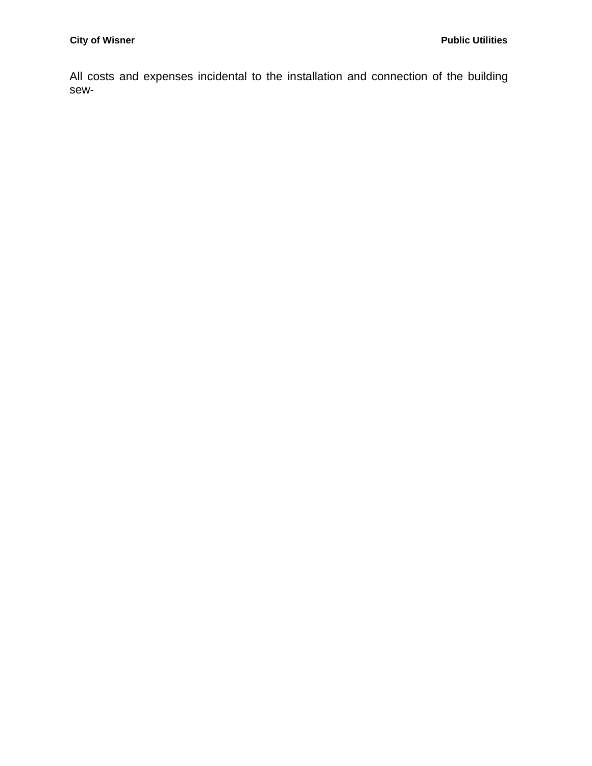All costs and expenses incidental to the installation and connection of the building sew-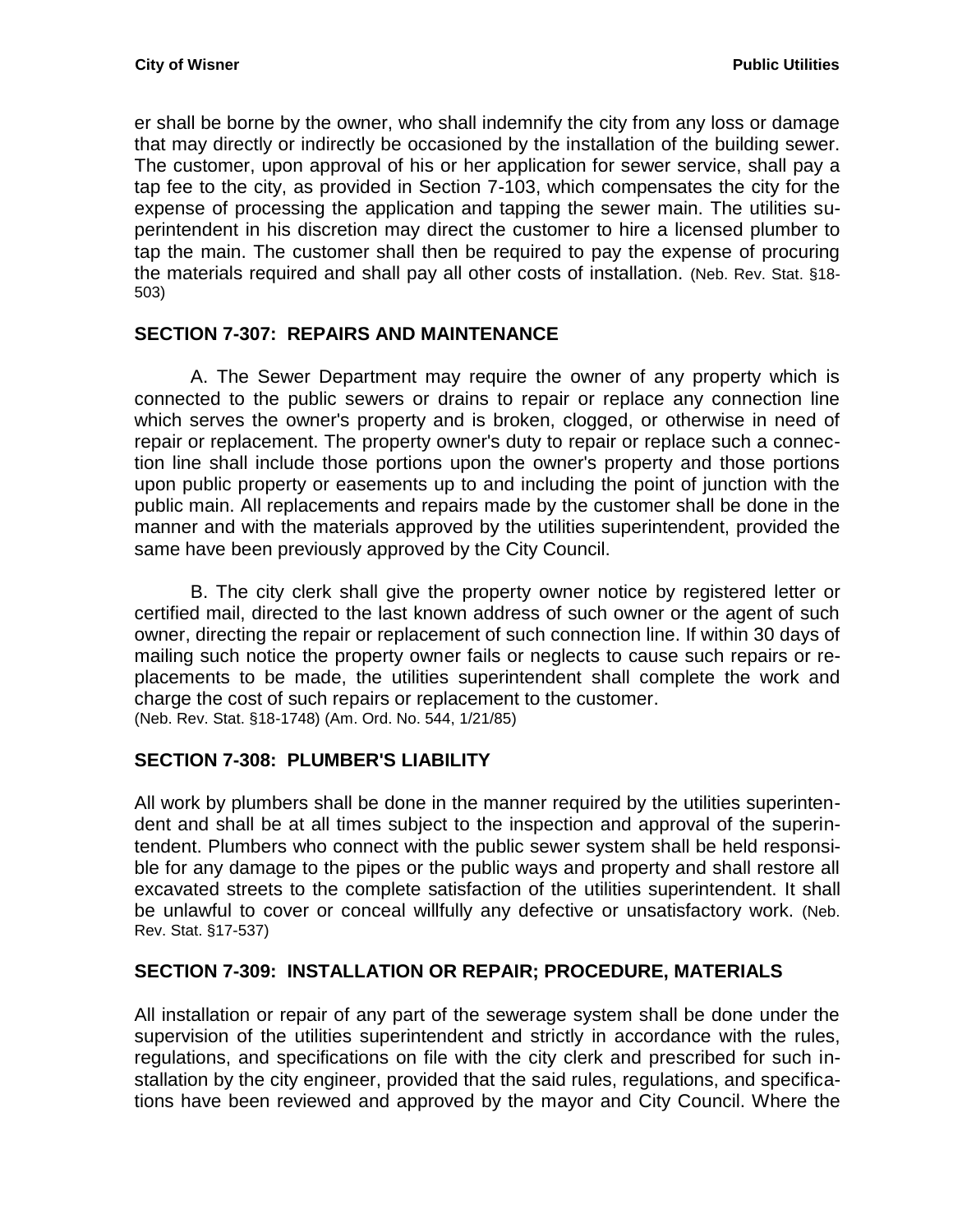er shall be borne by the owner, who shall indemnify the city from any loss or damage that may directly or indirectly be occasioned by the installation of the building sewer. The customer, upon approval of his or her application for sewer service, shall pay a tap fee to the city, as provided in Section 7-103, which compensates the city for the expense of processing the application and tapping the sewer main. The utilities superintendent in his discretion may direct the customer to hire a licensed plumber to tap the main. The customer shall then be required to pay the expense of procuring the materials required and shall pay all other costs of installation. (Neb. Rev. Stat. §18-503)

## SECTION 7-307: REPAIRS AND MAINTENANCE

A. The Sewer Department may require the owner of any property which is connected to the public sewers or drains to repair or replace any connection line which serves the owner's property and is broken, clogged, or otherwise in need of repair or replacement. The property owner's duty to repair or replace such a connection line shall include those portions upon the owner's property and those portions upon public property or easements up to and including the point of junction with the public main. All replacements and repairs made by the customer shall be done in the manner and with the materials approved by the utilities superintendent, provided the same have been previously approved by the City Council.

B. The city clerk shall give the property owner notice by registered letter or certified mail, directed to the last known address of such owner or the agent of such owner, directing the repair or replacement of such connection line. If within 30 days of mailing such notice the property owner fails or neglects to cause such repairs or replacements to be made, the utilities superintendent shall complete the work and charge the cost of such repairs or replacement to the customer.
(Neb. Rev. Stat. §18-1748) (Am. Ord. No. 544, 1/21/85)

## SECTION 7-308: PLUMBER'S LIABILITY

All work by plumbers shall be done in the manner required by the utilities superintendent and shall be at all times subject to the inspection and approval of the superintendent. Plumbers who connect with the public sewer system shall be held responsible for any damage to the pipes or the public ways and property and shall restore all excavated streets to the complete satisfaction of the utilities superintendent. It shall be unlawful to cover or conceal willfully any defective or unsatisfactory work. (Neb. Rev. Stat. §17-537)

## SECTION 7-309: INSTALLATION OR REPAIR; PROCEDURE, MATERIALS

All installation or repair of any part of the sewerage system shall be done under the supervision of the utilities superintendent and strictly in accordance with the rules, regulations, and specifications on file with the city clerk and prescribed for such installation by the city engineer, provided that the said rules, regulations, and specifications have been reviewed and approved by the mayor and City Council. Where the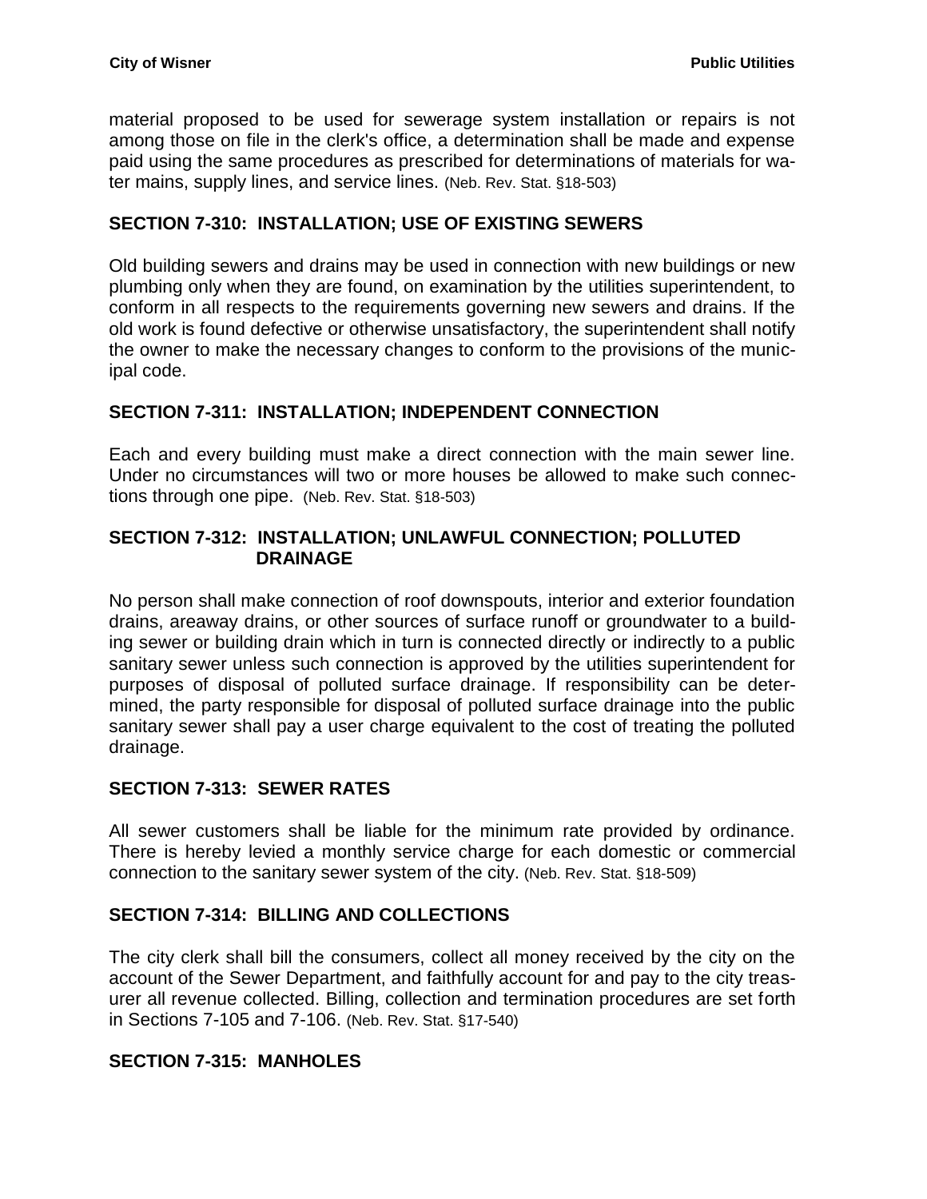material proposed to be used for sewerage system installation or repairs is not among those on file in the clerk's office, a determination shall be made and expense paid using the same procedures as prescribed for determinations of materials for water mains, supply lines, and service lines. (Neb. Rev. Stat. §18-503)

### SECTION 7-310: INSTALLATION; USE OF EXISTING SEWERS

Old building sewers and drains may be used in connection with new buildings or new plumbing only when they are found, on examination by the utilities superintendent, to conform in all respects to the requirements governing new sewers and drains. If the old work is found defective or otherwise unsatisfactory, the superintendent shall notify the owner to make the necessary changes to conform to the provisions of the municipal code.

### SECTION 7-311: INSTALLATION; INDEPENDENT CONNECTION

Each and every building must make a direct connection with the main sewer line. Under no circumstances will two or more houses be allowed to make such connections through one pipe. (Neb. Rev. Stat. §18-503)

### SECTION 7-312: INSTALLATION; UNLAWFUL CONNECTION; POLLUTED DRAINAGE

No person shall make connection of roof downspouts, interior and exterior foundation drains, areaway drains, or other sources of surface runoff or groundwater to a building sewer or building drain which in turn is connected directly or indirectly to a public sanitary sewer unless such connection is approved by the utilities superintendent for purposes of disposal of polluted surface drainage. If responsibility can be determined, the party responsible for disposal of polluted surface drainage into the public sanitary sewer shall pay a user charge equivalent to the cost of treating the polluted drainage.

### SECTION 7-313: SEWER RATES

All sewer customers shall be liable for the minimum rate provided by ordinance. There is hereby levied a monthly service charge for each domestic or commercial connection to the sanitary sewer system of the city. (Neb. Rev. Stat. §18-509)

### SECTION 7-314: BILLING AND COLLECTIONS

The city clerk shall bill the consumers, collect all money received by the city on the account of the Sewer Department, and faithfully account for and pay to the city treasurer all revenue collected. Billing, collection and termination procedures are set forth in Sections 7-105 and 7-106. (Neb. Rev. Stat. §17-540)

### SECTION 7-315: MANHOLES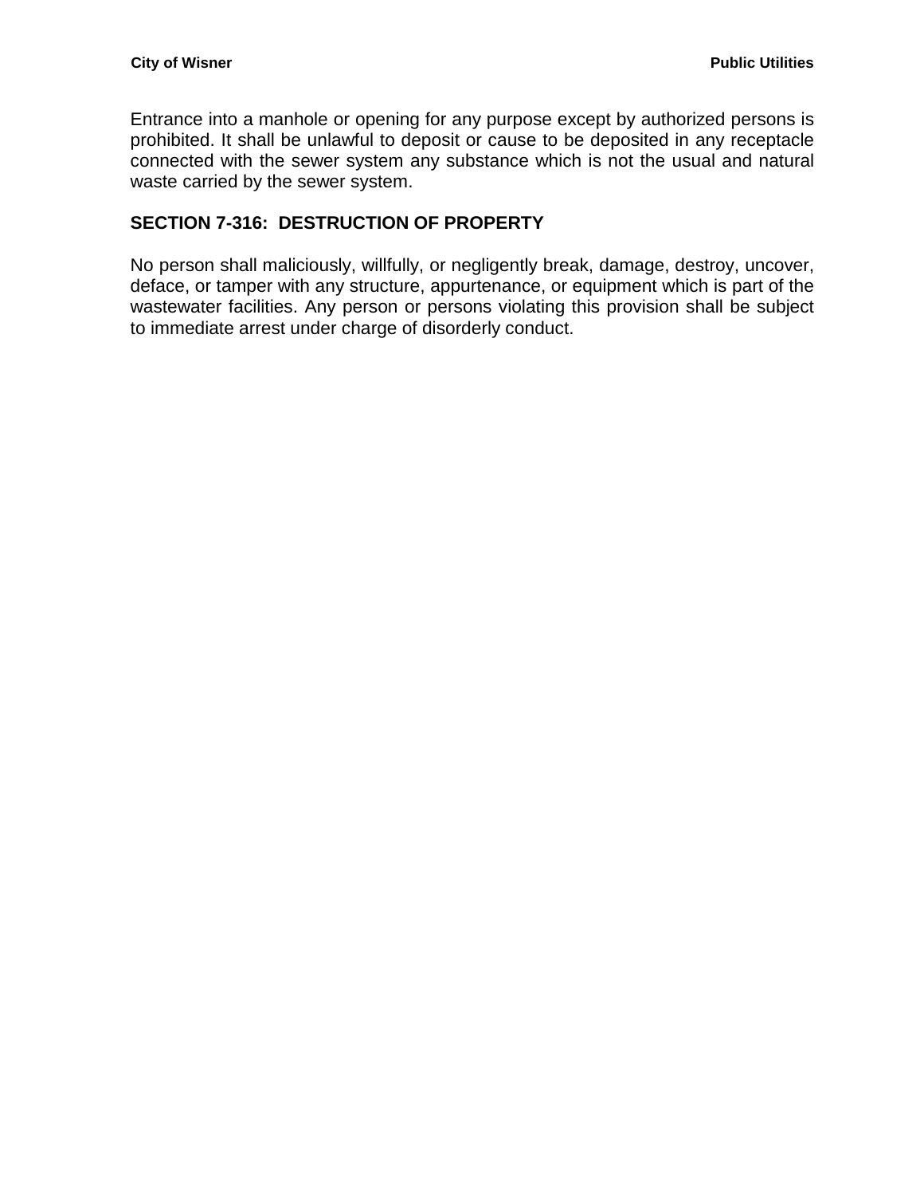Entrance into a manhole or opening for any purpose except by authorized persons is prohibited. It shall be unlawful to deposit or cause to be deposited in any receptacle connected with the sewer system any substance which is not the usual and natural waste carried by the sewer system.

## SECTION 7-316: DESTRUCTION OF PROPERTY

No person shall maliciously, willfully, or negligently break, damage, destroy, uncover, deface, or tamper with any structure, appurtenance, or equipment which is part of the wastewater facilities. Any person or persons violating this provision shall be subject to immediate arrest under charge of disorderly conduct.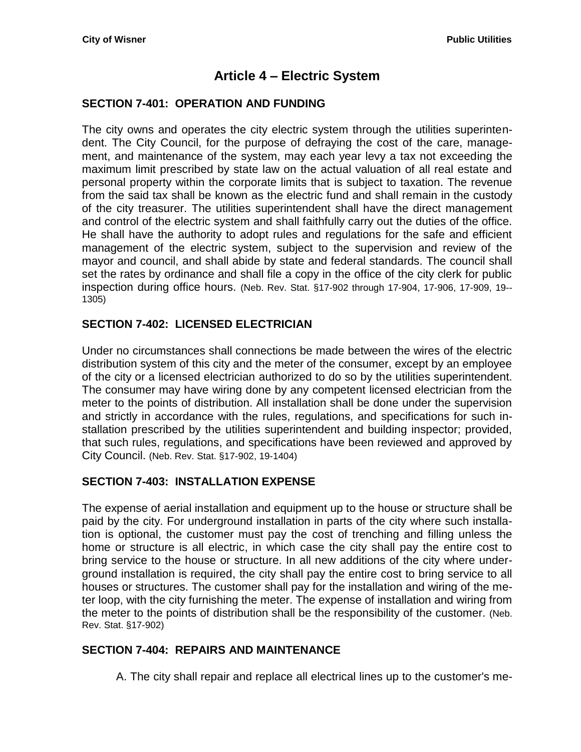# Article 4 – Electric System

### SECTION 7-401: OPERATION AND FUNDING

The city owns and operates the city electric system through the utilities superintendent. The City Council, for the purpose of defraying the cost of the care, management, and maintenance of the system, may each year levy a tax not exceeding the maximum limit prescribed by state law on the actual valuation of all real estate and personal property within the corporate limits that is subject to taxation. The revenue from the said tax shall be known as the electric fund and shall remain in the custody of the city treasurer. The utilities superintendent shall have the direct management and control of the electric system and shall faithfully carry out the duties of the office. He shall have the authority to adopt rules and regulations for the safe and efficient management of the electric system, subject to the supervision and review of the mayor and council, and shall abide by state and federal standards. The council shall set the rates by ordinance and shall file a copy in the office of the city clerk for public inspection during office hours. (Neb. Rev. Stat. §17-902 through 17-904, 17-906, 17-909, 19--1305)

### SECTION 7-402: LICENSED ELECTRICIAN

Under no circumstances shall connections be made between the wires of the electric distribution system of this city and the meter of the consumer, except by an employee of the city or a licensed electrician authorized to do so by the utilities superintendent. The consumer may have wiring done by any competent licensed electrician from the meter to the points of distribution. All installation shall be done under the supervision and strictly in accordance with the rules, regulations, and specifications for such installation prescribed by the utilities superintendent and building inspector; provided, that such rules, regulations, and specifications have been reviewed and approved by City Council. (Neb. Rev. Stat. §17-902, 19-1404)

### SECTION 7-403: INSTALLATION EXPENSE

The expense of aerial installation and equipment up to the house or structure shall be paid by the city. For underground installation in parts of the city where such installation is optional, the customer must pay the cost of trenching and filling unless the home or structure is all electric, in which case the city shall pay the entire cost to bring service to the house or structure. In all new additions of the city where underground installation is required, the city shall pay the entire cost to bring service to all houses or structures. The customer shall pay for the installation and wiring of the meter loop, with the city furnishing the meter. The expense of installation and wiring from the meter to the points of distribution shall be the responsibility of the customer. (Neb. Rev. Stat. §17-902)

### SECTION 7-404: REPAIRS AND MAINTENANCE

A. The city shall repair and replace all electrical lines up to the customer's me-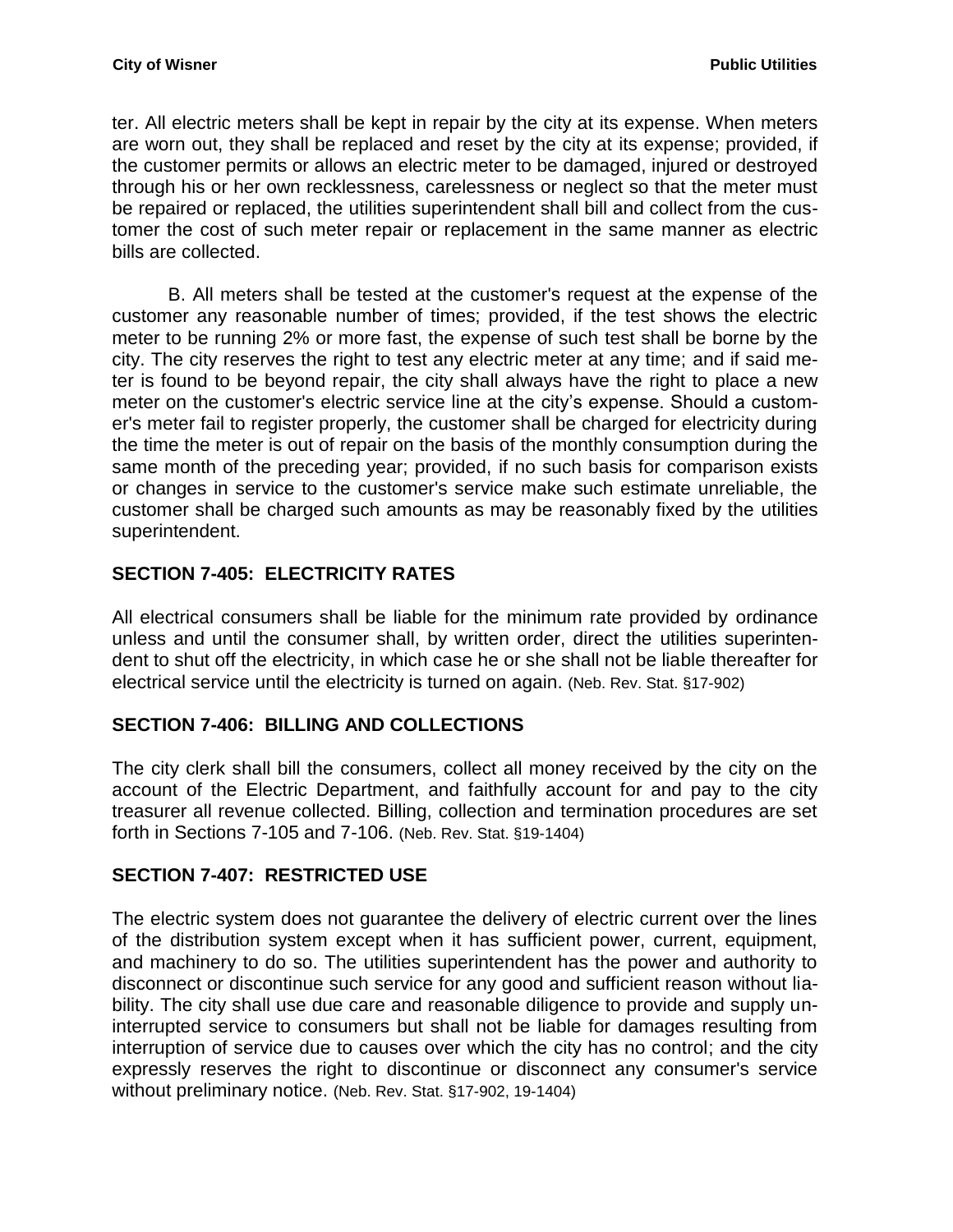ter. All electric meters shall be kept in repair by the city at its expense. When meters are worn out, they shall be replaced and reset by the city at its expense; provided, if the customer permits or allows an electric meter to be damaged, injured or destroyed through his or her own recklessness, carelessness or neglect so that the meter must be repaired or replaced, the utilities superintendent shall bill and collect from the customer the cost of such meter repair or replacement in the same manner as electric bills are collected.

B. All meters shall be tested at the customer's request at the expense of the customer any reasonable number of times; provided, if the test shows the electric meter to be running 2% or more fast, the expense of such test shall be borne by the city. The city reserves the right to test any electric meter at any time; and if said meter is found to be beyond repair, the city shall always have the right to place a new meter on the customer's electric service line at the city's expense. Should a customer's meter fail to register properly, the customer shall be charged for electricity during the time the meter is out of repair on the basis of the monthly consumption during the same month of the preceding year; provided, if no such basis for comparison exists or changes in service to the customer's service make such estimate unreliable, the customer shall be charged such amounts as may be reasonably fixed by the utilities superintendent.

## SECTION 7-405: ELECTRICITY RATES

All electrical consumers shall be liable for the minimum rate provided by ordinance unless and until the consumer shall, by written order, direct the utilities superintendent to shut off the electricity, in which case he or she shall not be liable thereafter for electrical service until the electricity is turned on again. (Neb. Rev. Stat. §17-902)

## SECTION 7-406: BILLING AND COLLECTIONS

The city clerk shall bill the consumers, collect all money received by the city on the account of the Electric Department, and faithfully account for and pay to the city treasurer all revenue collected. Billing, collection and termination procedures are set forth in Sections 7-105 and 7-106. (Neb. Rev. Stat. §19-1404)

## SECTION 7-407: RESTRICTED USE

The electric system does not guarantee the delivery of electric current over the lines of the distribution system except when it has sufficient power, current, equipment, and machinery to do so. The utilities superintendent has the power and authority to disconnect or discontinue such service for any good and sufficient reason without liability. The city shall use due care and reasonable diligence to provide and supply uninterrupted service to consumers but shall not be liable for damages resulting from interruption of service due to causes over which the city has no control; and the city expressly reserves the right to discontinue or disconnect any consumer's service without preliminary notice. (Neb. Rev. Stat. §17-902, 19-1404)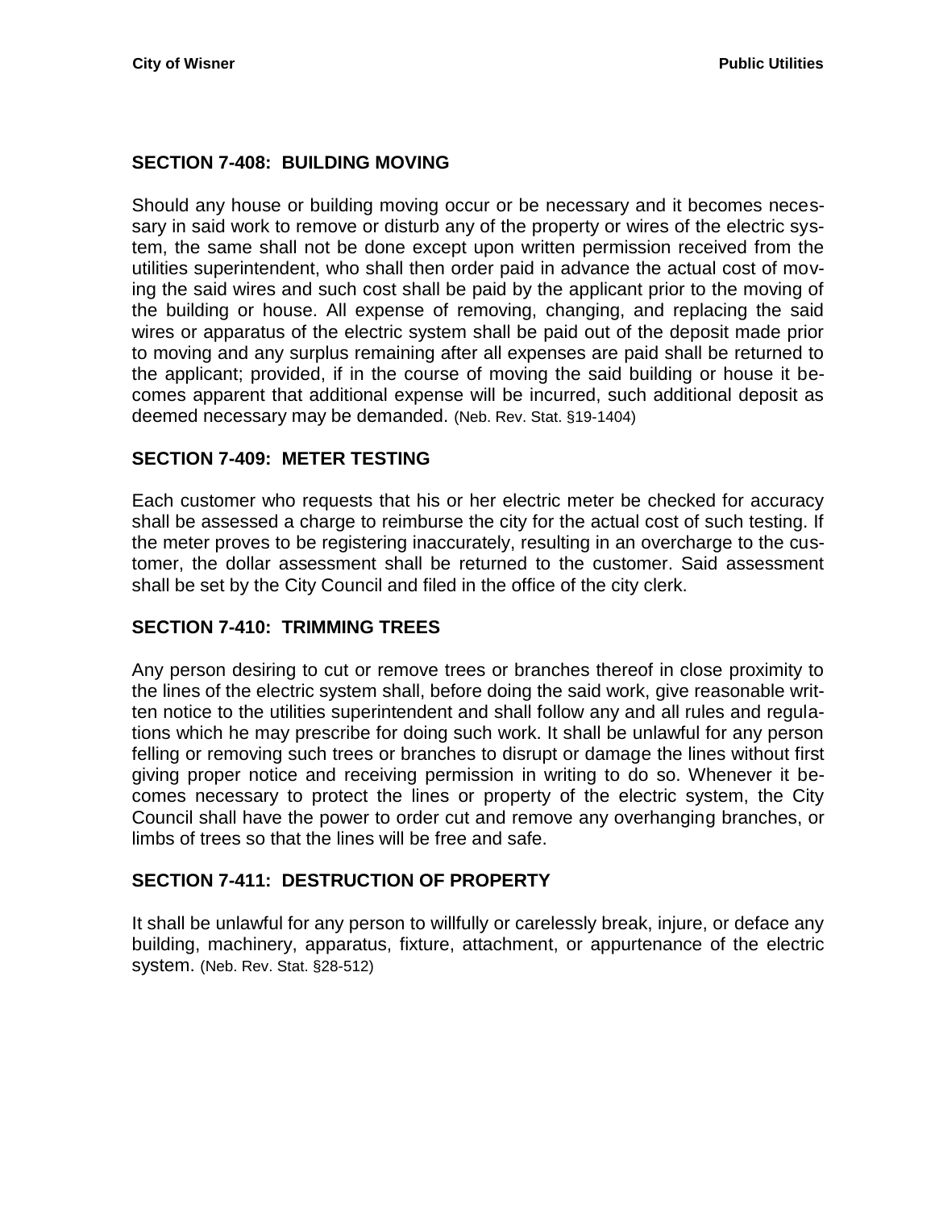## SECTION 7-408: BUILDING MOVING

Should any house or building moving occur or be necessary and it becomes necessary in said work to remove or disturb any of the property or wires of the electric system, the same shall not be done except upon written permission received from the utilities superintendent, who shall then order paid in advance the actual cost of moving the said wires and such cost shall be paid by the applicant prior to the moving of the building or house. All expense of removing, changing, and replacing the said wires or apparatus of the electric system shall be paid out of the deposit made prior to moving and any surplus remaining after all expenses are paid shall be returned to the applicant; provided, if in the course of moving the said building or house it becomes apparent that additional expense will be incurred, such additional deposit as deemed necessary may be demanded. (Neb. Rev. Stat. §19-1404)

## SECTION 7-409: METER TESTING

Each customer who requests that his or her electric meter be checked for accuracy shall be assessed a charge to reimburse the city for the actual cost of such testing. If the meter proves to be registering inaccurately, resulting in an overcharge to the customer, the dollar assessment shall be returned to the customer. Said assessment shall be set by the City Council and filed in the office of the city clerk.

## SECTION 7-410: TRIMMING TREES

Any person desiring to cut or remove trees or branches thereof in close proximity to the lines of the electric system shall, before doing the said work, give reasonable written notice to the utilities superintendent and shall follow any and all rules and regulations which he may prescribe for doing such work. It shall be unlawful for any person felling or removing such trees or branches to disrupt or damage the lines without first giving proper notice and receiving permission in writing to do so. Whenever it becomes necessary to protect the lines or property of the electric system, the City Council shall have the power to order cut and remove any overhanging branches, or limbs of trees so that the lines will be free and safe.

## SECTION 7-411: DESTRUCTION OF PROPERTY

It shall be unlawful for any person to willfully or carelessly break, injure, or deface any building, machinery, apparatus, fixture, attachment, or appurtenance of the electric system. (Neb. Rev. Stat. §28-512)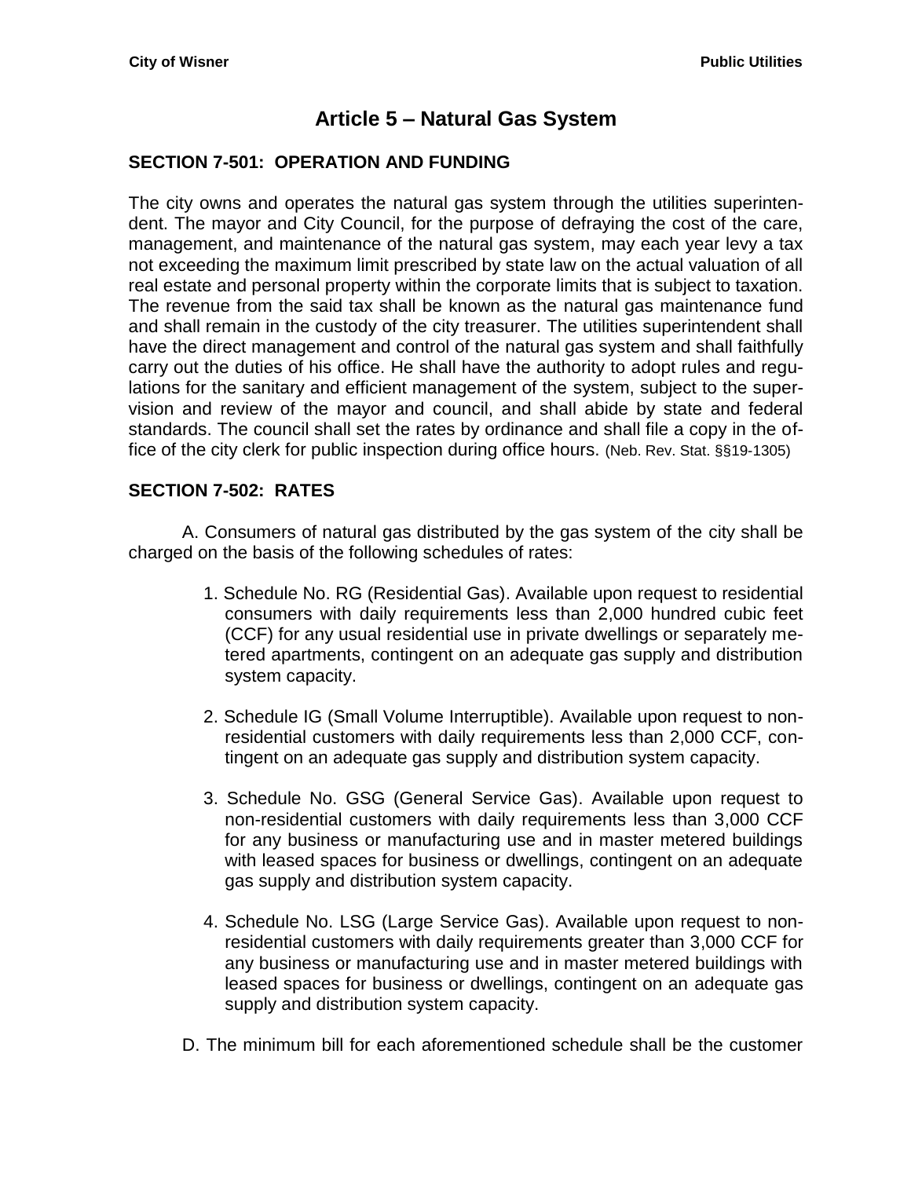# Article 5 – Natural Gas System

### SECTION 7-501: OPERATION AND FUNDING

The city owns and operates the natural gas system through the utilities superintendent. The mayor and City Council, for the purpose of defraying the cost of the care, management, and maintenance of the natural gas system, may each year levy a tax not exceeding the maximum limit prescribed by state law on the actual valuation of all real estate and personal property within the corporate limits that is subject to taxation. The revenue from the said tax shall be known as the natural gas maintenance fund and shall remain in the custody of the city treasurer. The utilities superintendent shall have the direct management and control of the natural gas system and shall faithfully carry out the duties of his office. He shall have the authority to adopt rules and regulations for the sanitary and efficient management of the system, subject to the supervision and review of the mayor and council, and shall abide by state and federal standards. The council shall set the rates by ordinance and shall file a copy in the office of the city clerk for public inspection during office hours. (Neb. Rev. Stat. §§19-1305)

### SECTION 7-502: RATES

A. Consumers of natural gas distributed by the gas system of the city shall be charged on the basis of the following schedules of rates:

1. Schedule No. RG (Residential Gas). Available upon request to residential consumers with daily requirements less than 2,000 hundred cubic feet (CCF) for any usual residential use in private dwellings or separately metered apartments, contingent on an adequate gas supply and distribution system capacity.

2. Schedule IG (Small Volume Interruptible). Available upon request to non-residential customers with daily requirements less than 2,000 CCF, contingent on an adequate gas supply and distribution system capacity.

3. Schedule No. GSG (General Service Gas). Available upon request to non-residential customers with daily requirements less than 3,000 CCF for any business or manufacturing use and in master metered buildings with leased spaces for business or dwellings, contingent on an adequate gas supply and distribution system capacity.

4. Schedule No. LSG (Large Service Gas). Available upon request to non-residential customers with daily requirements greater than 3,000 CCF for any business or manufacturing use and in master metered buildings with leased spaces for business or dwellings, contingent on an adequate gas supply and distribution system capacity.

D. The minimum bill for each aforementioned schedule shall be the customer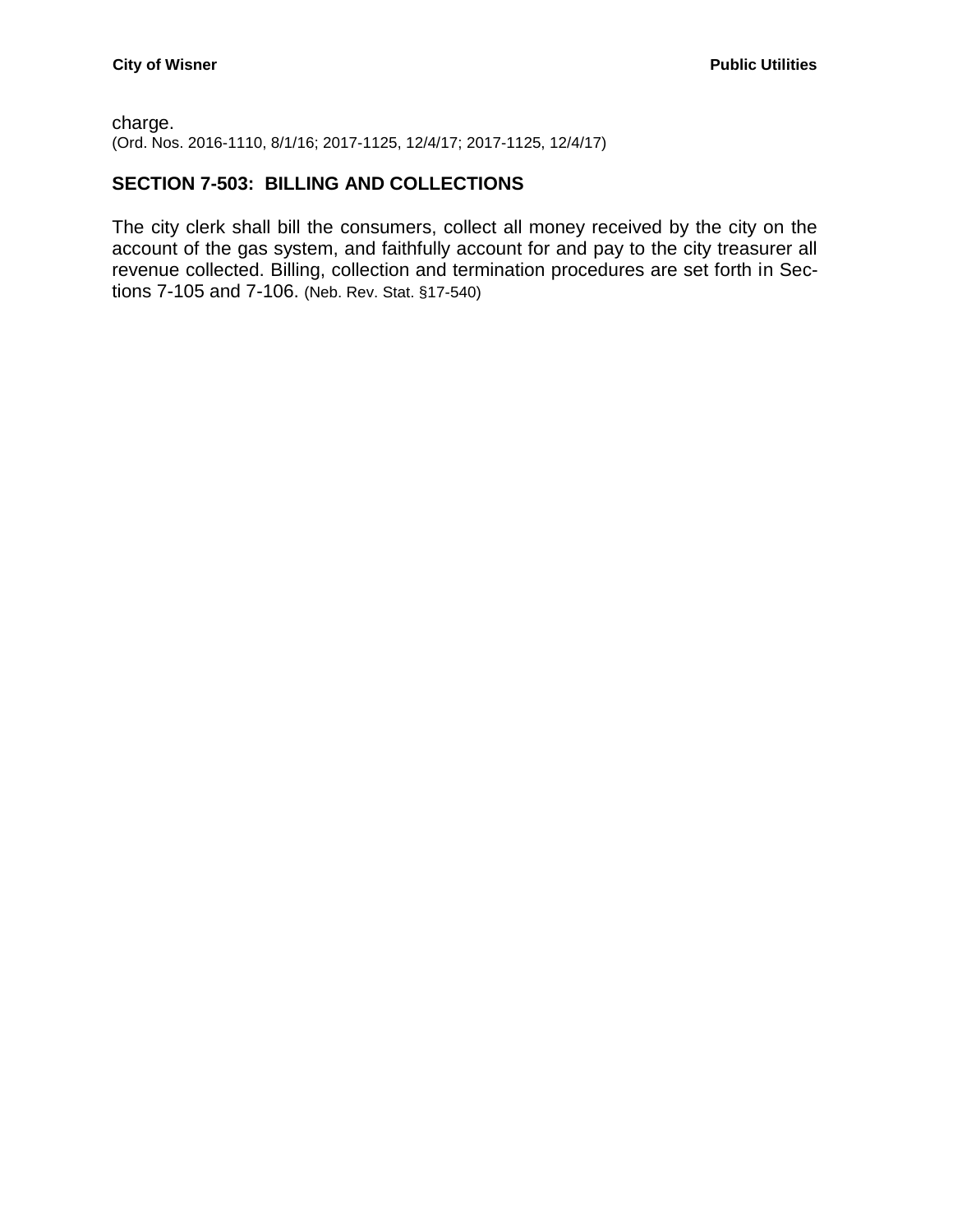charge.
(Ord. Nos. 2016-1110, 8/1/16; 2017-1125, 12/4/17; 2017-1125, 12/4/17)

## SECTION 7-503: BILLING AND COLLECTIONS

The city clerk shall bill the consumers, collect all money received by the city on the account of the gas system, and faithfully account for and pay to the city treasurer all revenue collected. Billing, collection and termination procedures are set forth in Sections 7-105 and 7-106. (Neb. Rev. Stat. §17-540)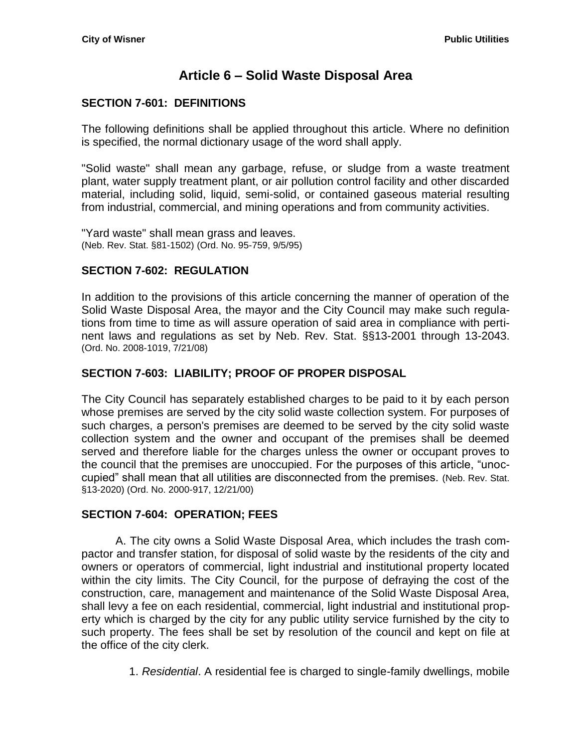# Article 6 – Solid Waste Disposal Area

## SECTION 7-601: DEFINITIONS

The following definitions shall be applied throughout this article. Where no definition is specified, the normal dictionary usage of the word shall apply.

"Solid waste" shall mean any garbage, refuse, or sludge from a waste treatment plant, water supply treatment plant, or air pollution control facility and other discarded material, including solid, liquid, semi-solid, or contained gaseous material resulting from industrial, commercial, and mining operations and from community activities.

"Yard waste" shall mean grass and leaves.
(Neb. Rev. Stat. §81-1502) (Ord. No. 95-759, 9/5/95)

## SECTION 7-602: REGULATION

In addition to the provisions of this article concerning the manner of operation of the Solid Waste Disposal Area, the mayor and the City Council may make such regulations from time to time as will assure operation of said area in compliance with pertinent laws and regulations as set by Neb. Rev. Stat. §§13-2001 through 13-2043. (Ord. No. 2008-1019, 7/21/08)

## SECTION 7-603: LIABILITY; PROOF OF PROPER DISPOSAL

The City Council has separately established charges to be paid to it by each person whose premises are served by the city solid waste collection system. For purposes of such charges, a person's premises are deemed to be served by the city solid waste collection system and the owner and occupant of the premises shall be deemed served and therefore liable for the charges unless the owner or occupant proves to the council that the premises are unoccupied. For the purposes of this article, "unoccupied" shall mean that all utilities are disconnected from the premises. (Neb. Rev. Stat. §13-2020) (Ord. No. 2000-917, 12/21/00)

## SECTION 7-604: OPERATION; FEES

A. The city owns a Solid Waste Disposal Area, which includes the trash compactor and transfer station, for disposal of solid waste by the residents of the city and owners or operators of commercial, light industrial and institutional property located within the city limits. The City Council, for the purpose of defraying the cost of the construction, care, management and maintenance of the Solid Waste Disposal Area, shall levy a fee on each residential, commercial, light industrial and institutional property which is charged by the city for any public utility service furnished by the city to such property. The fees shall be set by resolution of the council and kept on file at the office of the city clerk.

1. *Residential*. A residential fee is charged to single-family dwellings, mobile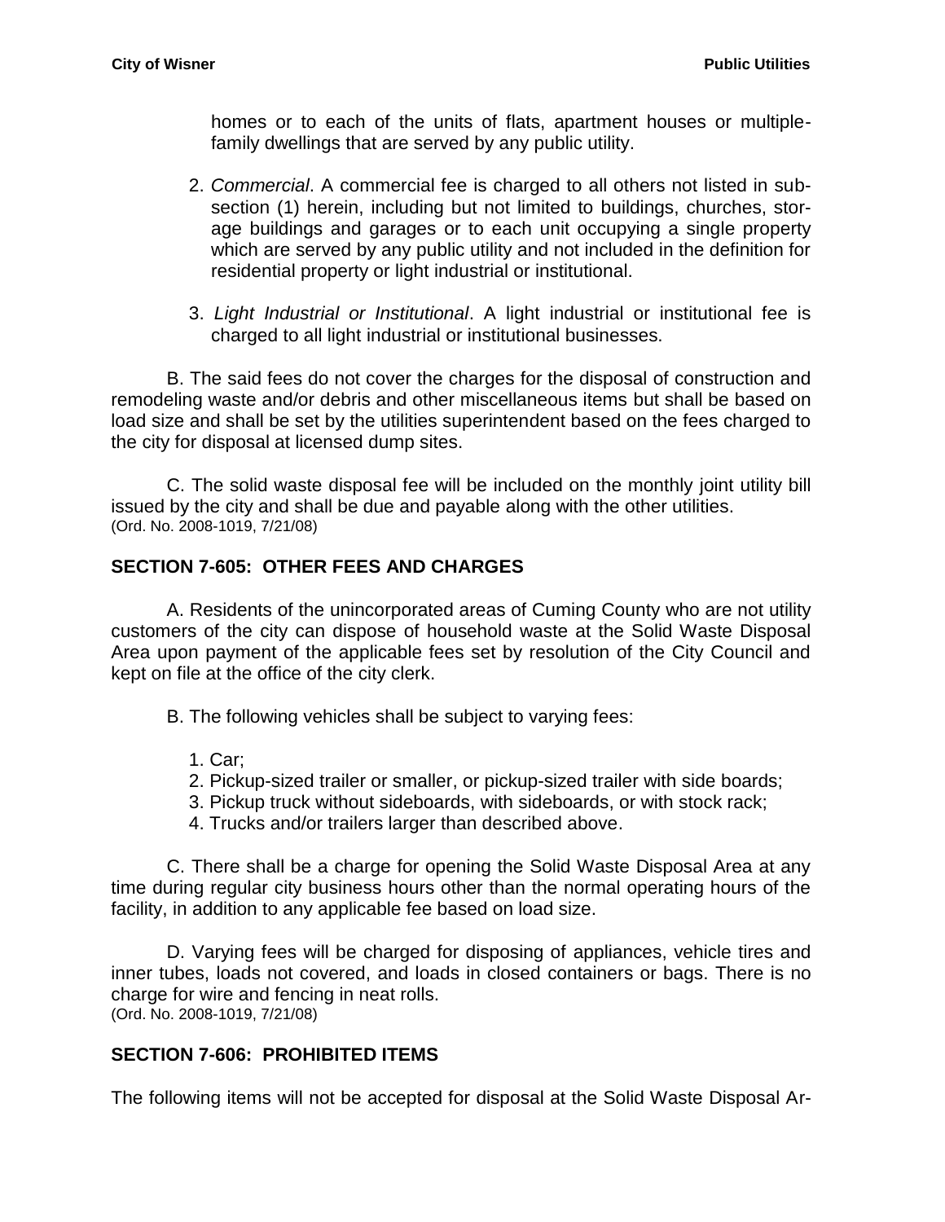homes or to each of the units of flats, apartment houses or multiple-family dwellings that are served by any public utility.

2. *Commercial*. A commercial fee is charged to all others not listed in sub-section (1) herein, including but not limited to buildings, churches, storage buildings and garages or to each unit occupying a single property which are served by any public utility and not included in the definition for residential property or light industrial or institutional.

3. *Light Industrial or Institutional*. A light industrial or institutional fee is charged to all light industrial or institutional businesses.

B. The said fees do not cover the charges for the disposal of construction and remodeling waste and/or debris and other miscellaneous items but shall be based on load size and shall be set by the utilities superintendent based on the fees charged to the city for disposal at licensed dump sites.

C. The solid waste disposal fee will be included on the monthly joint utility bill issued by the city and shall be due and payable along with the other utilities.
(Ord. No. 2008-1019, 7/21/08)

## SECTION 7-605: OTHER FEES AND CHARGES

A. Residents of the unincorporated areas of Cuming County who are not utility customers of the city can dispose of household waste at the Solid Waste Disposal Area upon payment of the applicable fees set by resolution of the City Council and kept on file at the office of the city clerk.

B. The following vehicles shall be subject to varying fees:

1. Car;
2. Pickup-sized trailer or smaller, or pickup-sized trailer with side boards;
3. Pickup truck without sideboards, with sideboards, or with stock rack;
4. Trucks and/or trailers larger than described above.

C. There shall be a charge for opening the Solid Waste Disposal Area at any time during regular city business hours other than the normal operating hours of the facility, in addition to any applicable fee based on load size.

D. Varying fees will be charged for disposing of appliances, vehicle tires and inner tubes, loads not covered, and loads in closed containers or bags. There is no charge for wire and fencing in neat rolls.
(Ord. No. 2008-1019, 7/21/08)

## SECTION 7-606: PROHIBITED ITEMS

The following items will not be accepted for disposal at the Solid Waste Disposal Ar-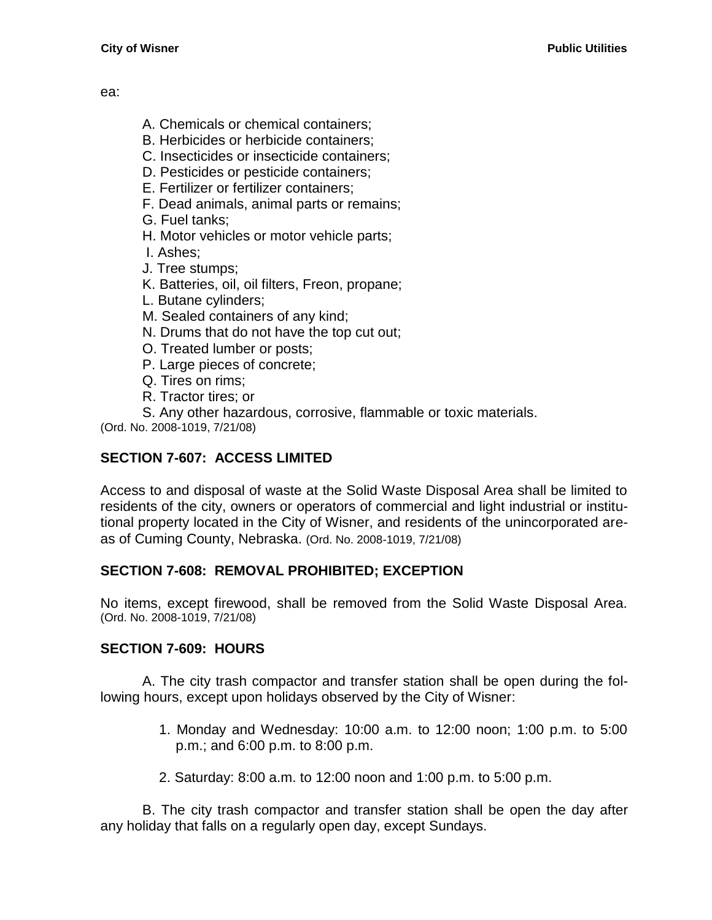ea:

A. Chemicals or chemical containers;
B. Herbicides or herbicide containers;
C. Insecticides or insecticide containers;
D. Pesticides or pesticide containers;
E. Fertilizer or fertilizer containers;
F. Dead animals, animal parts or remains;
G. Fuel tanks;
H. Motor vehicles or motor vehicle parts;
I. Ashes;
J. Tree stumps;
K. Batteries, oil, oil filters, Freon, propane;
L. Butane cylinders;
M. Sealed containers of any kind;
N. Drums that do not have the top cut out;
O. Treated lumber or posts;
P. Large pieces of concrete;
Q. Tires on rims;
R. Tractor tires; or
S. Any other hazardous, corrosive, flammable or toxic materials.

(Ord. No. 2008-1019, 7/21/08)

## SECTION 7-607: ACCESS LIMITED

Access to and disposal of waste at the Solid Waste Disposal Area shall be limited to residents of the city, owners or operators of commercial and light industrial or institutional property located in the City of Wisner, and residents of the unincorporated areas of Cuming County, Nebraska. (Ord. No. 2008-1019, 7/21/08)

## SECTION 7-608: REMOVAL PROHIBITED; EXCEPTION

No items, except firewood, shall be removed from the Solid Waste Disposal Area. (Ord. No. 2008-1019, 7/21/08)

## SECTION 7-609: HOURS

A. The city trash compactor and transfer station shall be open during the following hours, except upon holidays observed by the City of Wisner:

1. Monday and Wednesday: 10:00 a.m. to 12:00 noon; 1:00 p.m. to 5:00 p.m.; and 6:00 p.m. to 8:00 p.m.

2. Saturday: 8:00 a.m. to 12:00 noon and 1:00 p.m. to 5:00 p.m.

B. The city trash compactor and transfer station shall be open the day after any holiday that falls on a regularly open day, except Sundays.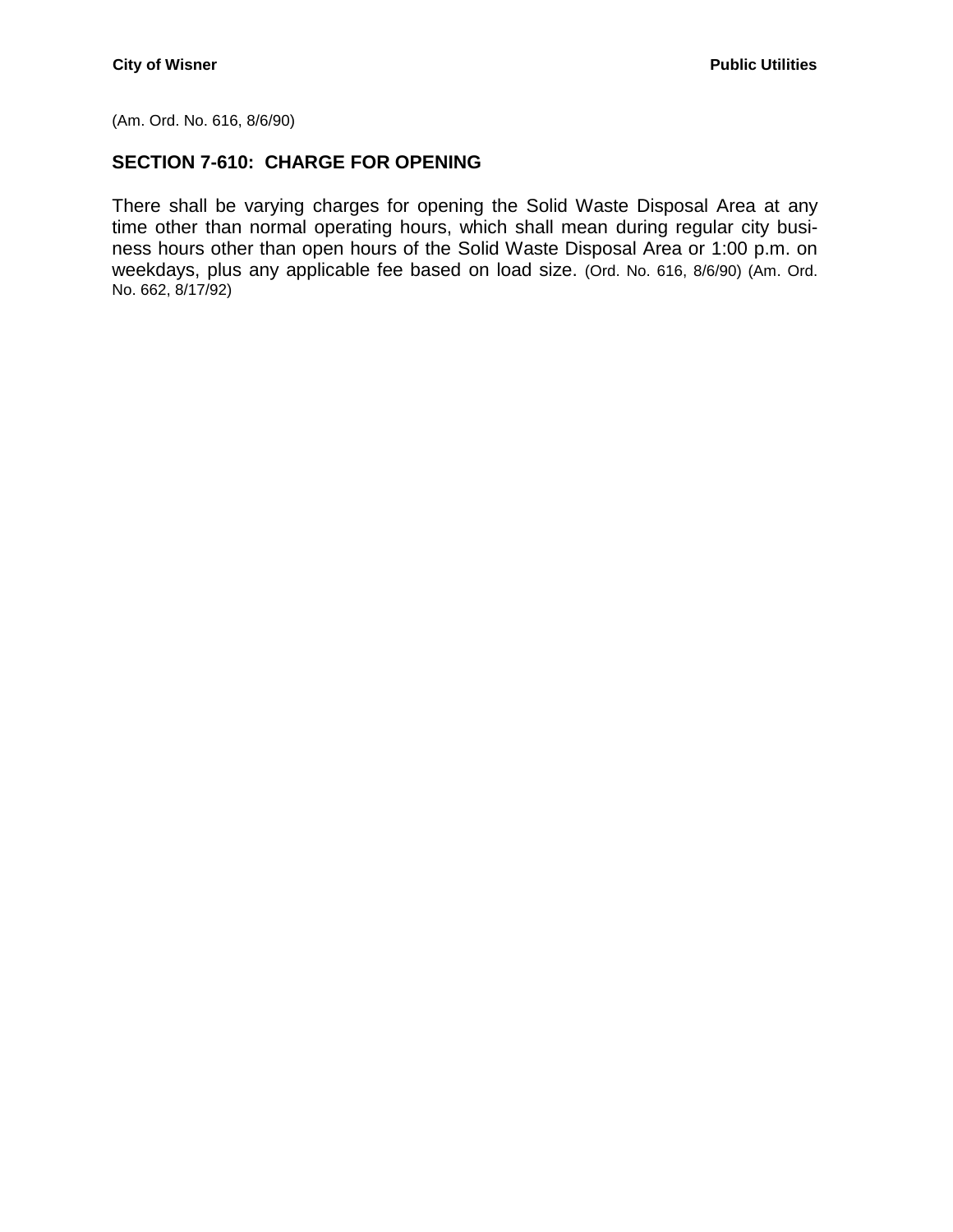(Am. Ord. No. 616, 8/6/90)

## SECTION 7-610: CHARGE FOR OPENING

There shall be varying charges for opening the Solid Waste Disposal Area at any time other than normal operating hours, which shall mean during regular city business hours other than open hours of the Solid Waste Disposal Area or 1:00 p.m. on weekdays, plus any applicable fee based on load size. (Ord. No. 616, 8/6/90) (Am. Ord. No. 662, 8/17/92)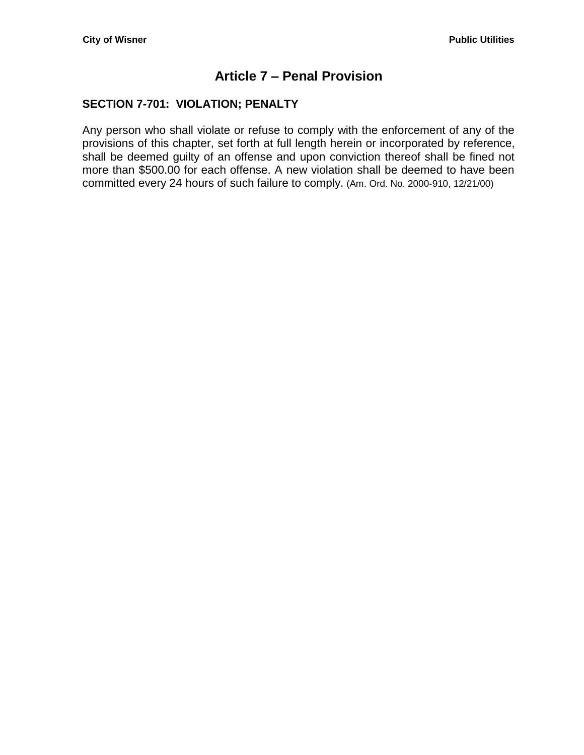# Article 7 – Penal Provision

## SECTION 7-701: VIOLATION; PENALTY

Any person who shall violate or refuse to comply with the enforcement of any of the provisions of this chapter, set forth at full length herein or incorporated by reference, shall be deemed guilty of an offense and upon conviction thereof shall be fined not more than $500.00 for each offense. A new violation shall be deemed to have been committed every 24 hours of such failure to comply. (Am. Ord. No. 2000-910, 12/21/00)